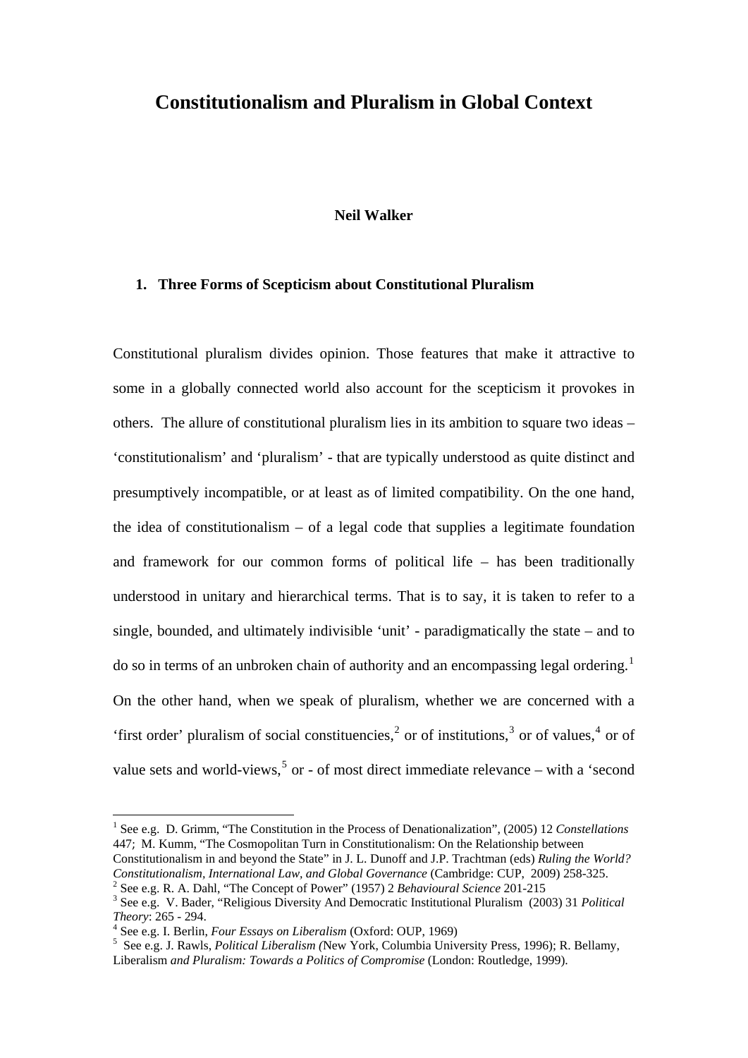# Constitutionalism and Pluralism in Global Context

**Neil Walker**

## 1. Three Forms of Scepticism about Constitutional Pluralism

Constitutional pluralism divides opinion. Those features that make it attractive to some in a globally connected world also account for the scepticism it provokes in others. The allure of constitutional pluralism lies in its ambition to square two ideas – 'constitutionalism' and 'pluralism' - that are typically understood as quite distinct and presumptively incompatible, or at least as of limited compatibility. On the one hand, the idea of constitutionalism – of a legal code that supplies a legitimate foundation and framework for our common forms of political life – has been traditionally understood in unitary and hierarchical terms. That is to say, it is taken to refer to a single, bounded, and ultimately indivisible 'unit' - paradigmatically the state – and to do so in terms of an unbroken chain of authority and an encompassing legal ordering.[1] On the other hand, when we speak of pluralism, whether we are concerned with a 'first order' pluralism of social constituencies,[2] or of institutions,[3] or of values,[4] or of value sets and world-views,[5] or - of most direct immediate relevance – with a 'second

---

[1] See e.g. D. Grimm, "The Constitution in the Process of Denationalization", (2005) 12 *Constellations* 447; M. Kumm, "The Cosmopolitan Turn in Constitutionalism: On the Relationship between Constitutionalism in and beyond the State" in J. L. Dunoff and J.P. Trachtman (eds) *Ruling the World? Constitutionalism, International Law, and Global Governance* (Cambridge: CUP, 2009) 258-325.

[2] See e.g. R. A. Dahl, "The Concept of Power" (1957) 2 *Behavioural Science* 201-215

[3] See e.g. V. Bader, "Religious Diversity And Democratic Institutional Pluralism (2003) 31 *Political Theory*: 265 - 294.

[4] See e.g. I. Berlin, *Four Essays on Liberalism* (Oxford: OUP, 1969)

[5] See e.g. J. Rawls, *Political Liberalism (*New York, Columbia University Press, 1996); R. Bellamy, Liberalism *and Pluralism: Towards a Politics of Compromise* (London: Routledge, 1999).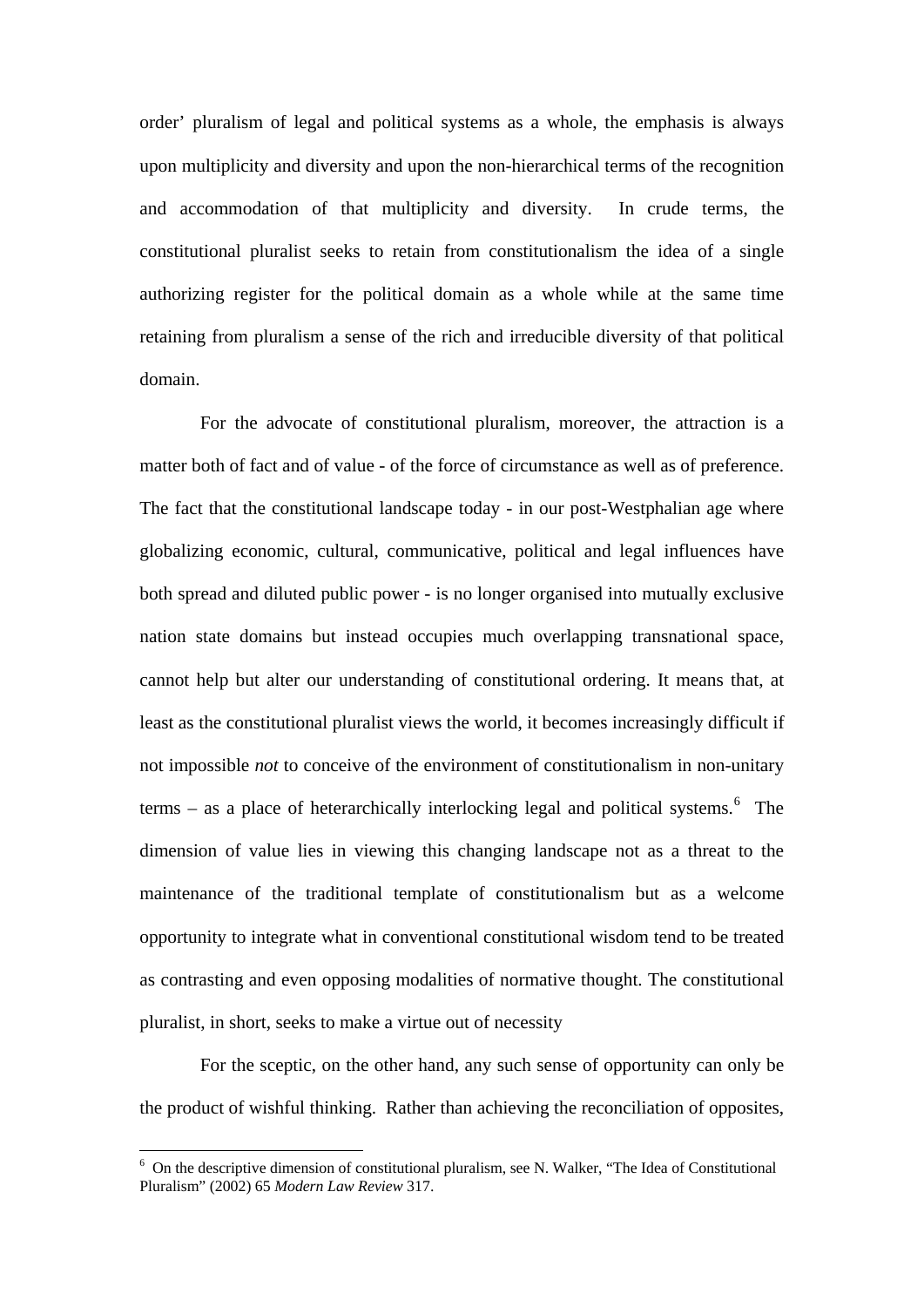order' pluralism of legal and political systems as a whole, the emphasis is always upon multiplicity and diversity and upon the non-hierarchical terms of the recognition and accommodation of that multiplicity and diversity. In crude terms, the constitutional pluralist seeks to retain from constitutionalism the idea of a single authorizing register for the political domain as a whole while at the same time retaining from pluralism a sense of the rich and irreducible diversity of that political domain.

For the advocate of constitutional pluralism, moreover, the attraction is a matter both of fact and of value - of the force of circumstance as well as of preference. The fact that the constitutional landscape today - in our post-Westphalian age where globalizing economic, cultural, communicative, political and legal influences have both spread and diluted public power - is no longer organised into mutually exclusive nation state domains but instead occupies much overlapping transnational space, cannot help but alter our understanding of constitutional ordering. It means that, at least as the constitutional pluralist views the world, it becomes increasingly difficult if not impossible *not* to conceive of the environment of constitutionalism in non-unitary terms – as a place of heterarchically interlocking legal and political systems.[6] The dimension of value lies in viewing this changing landscape not as a threat to the maintenance of the traditional template of constitutionalism but as a welcome opportunity to integrate what in conventional constitutional wisdom tend to be treated as contrasting and even opposing modalities of normative thought. The constitutional pluralist, in short, seeks to make a virtue out of necessity

For the sceptic, on the other hand, any such sense of opportunity can only be the product of wishful thinking. Rather than achieving the reconciliation of opposites,

[6] On the descriptive dimension of constitutional pluralism, see N. Walker, "The Idea of Constitutional Pluralism" (2002) 65 *Modern Law Review* 317.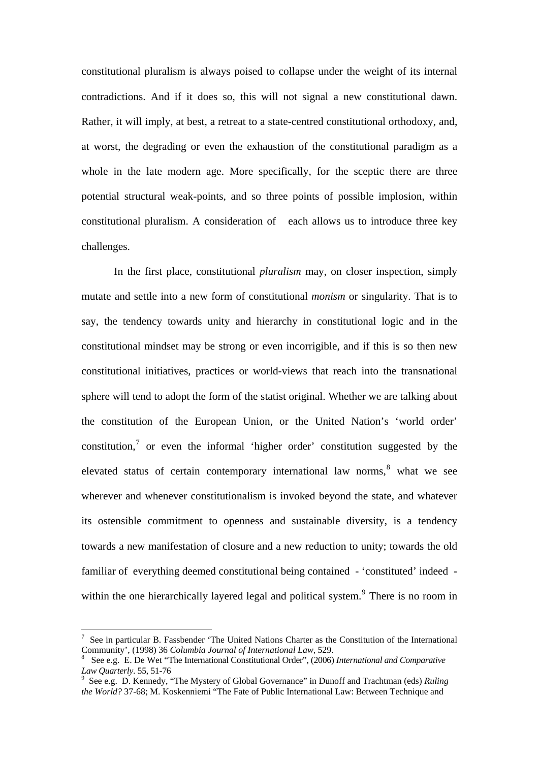constitutional pluralism is always poised to collapse under the weight of its internal contradictions. And if it does so, this will not signal a new constitutional dawn. Rather, it will imply, at best, a retreat to a state-centred constitutional orthodoxy, and, at worst, the degrading or even the exhaustion of the constitutional paradigm as a whole in the late modern age. More specifically, for the sceptic there are three potential structural weak-points, and so three points of possible implosion, within constitutional pluralism. A consideration of each allows us to introduce three key challenges.

In the first place, constitutional *pluralism* may, on closer inspection, simply mutate and settle into a new form of constitutional *monism* or singularity. That is to say, the tendency towards unity and hierarchy in constitutional logic and in the constitutional mindset may be strong or even incorrigible, and if this is so then new constitutional initiatives, practices or world-views that reach into the transnational sphere will tend to adopt the form of the statist original. Whether we are talking about the constitution of the European Union, or the United Nation's 'world order' constitution,[7] or even the informal 'higher order' constitution suggested by the elevated status of certain contemporary international law norms,[8] what we see wherever and whenever constitutionalism is invoked beyond the state, and whatever its ostensible commitment to openness and sustainable diversity, is a tendency towards a new manifestation of closure and a new reduction to unity; towards the old familiar of everything deemed constitutional being contained - 'constituted' indeed - within the one hierarchically layered legal and political system.[9] There is no room in

---

[7] See in particular B. Fassbender 'The United Nations Charter as the Constitution of the International Community', (1998) 36 *Columbia Journal of International Law*, 529.

[8] See e.g. E. De Wet "The International Constitutional Order", (2006) *International and Comparative Law Quarterly*. 55, 51-76

[9] See e.g. D. Kennedy, "The Mystery of Global Governance" in Dunoff and Trachtman (eds) *Ruling the World?* 37-68; M. Koskenniemi "The Fate of Public International Law: Between Technique and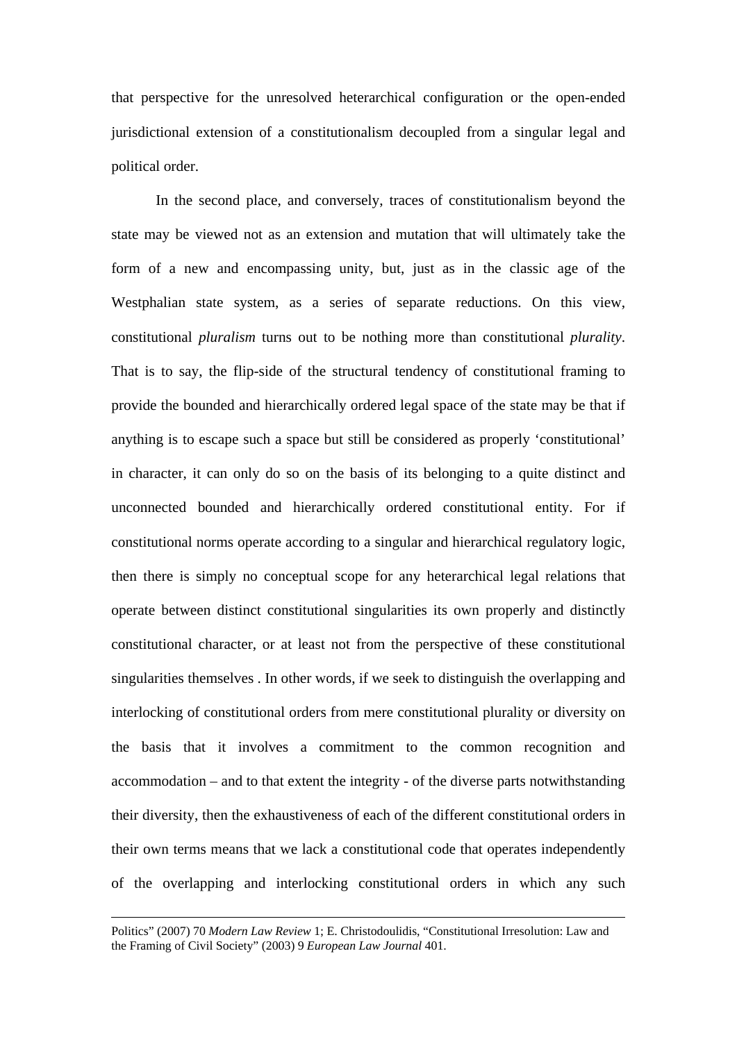that perspective for the unresolved heterarchical configuration or the open-ended jurisdictional extension of a constitutionalism decoupled from a singular legal and political order.

In the second place, and conversely, traces of constitutionalism beyond the state may be viewed not as an extension and mutation that will ultimately take the form of a new and encompassing unity, but, just as in the classic age of the Westphalian state system, as a series of separate reductions. On this view, constitutional *pluralism* turns out to be nothing more than constitutional *plurality*. That is to say, the flip-side of the structural tendency of constitutional framing to provide the bounded and hierarchically ordered legal space of the state may be that if anything is to escape such a space but still be considered as properly 'constitutional' in character, it can only do so on the basis of its belonging to a quite distinct and unconnected bounded and hierarchically ordered constitutional entity. For if constitutional norms operate according to a singular and hierarchical regulatory logic, then there is simply no conceptual scope for any heterarchical legal relations that operate between distinct constitutional singularities its own properly and distinctly constitutional character, or at least not from the perspective of these constitutional singularities themselves . In other words, if we seek to distinguish the overlapping and interlocking of constitutional orders from mere constitutional plurality or diversity on the basis that it involves a commitment to the common recognition and accommodation – and to that extent the integrity - of the diverse parts notwithstanding their diversity, then the exhaustiveness of each of the different constitutional orders in their own terms means that we lack a constitutional code that operates independently of the overlapping and interlocking constitutional orders in which any such

---

Politics" (2007) 70 *Modern Law Review* 1; E. Christodoulidis, "Constitutional Irresolution: Law and the Framing of Civil Society" (2003) 9 *European Law Journal* 401.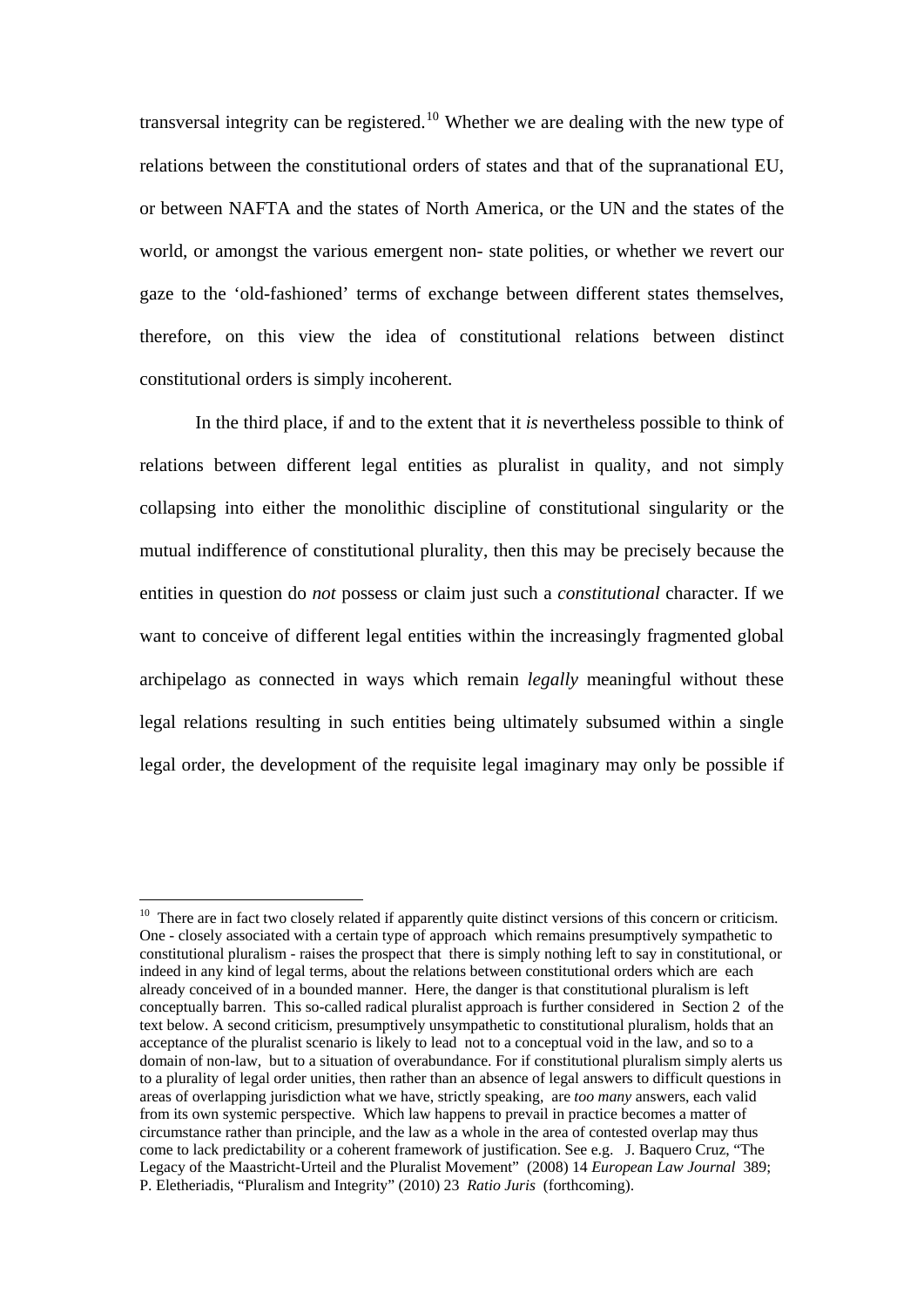transversal integrity can be registered.[10] Whether we are dealing with the new type of relations between the constitutional orders of states and that of the supranational EU, or between NAFTA and the states of North America, or the UN and the states of the world, or amongst the various emergent non- state polities, or whether we revert our gaze to the 'old-fashioned' terms of exchange between different states themselves, therefore, on this view the idea of constitutional relations between distinct constitutional orders is simply incoherent.

In the third place, if and to the extent that it *is* nevertheless possible to think of relations between different legal entities as pluralist in quality, and not simply collapsing into either the monolithic discipline of constitutional singularity or the mutual indifference of constitutional plurality, then this may be precisely because the entities in question do *not* possess or claim just such a *constitutional* character. If we want to conceive of different legal entities within the increasingly fragmented global archipelago as connected in ways which remain *legally* meaningful without these legal relations resulting in such entities being ultimately subsumed within a single legal order, the development of the requisite legal imaginary may only be possible if

---

[10] There are in fact two closely related if apparently quite distinct versions of this concern or criticism. One - closely associated with a certain type of approach which remains presumptively sympathetic to constitutional pluralism - raises the prospect that there is simply nothing left to say in constitutional, or indeed in any kind of legal terms, about the relations between constitutional orders which are each already conceived of in a bounded manner. Here, the danger is that constitutional pluralism is left conceptually barren. This so-called radical pluralist approach is further considered in Section 2 of the text below. A second criticism, presumptively unsympathetic to constitutional pluralism, holds that an acceptance of the pluralist scenario is likely to lead not to a conceptual void in the law, and so to a domain of non-law, but to a situation of overabundance. For if constitutional pluralism simply alerts us to a plurality of legal order unities, then rather than an absence of legal answers to difficult questions in areas of overlapping jurisdiction what we have, strictly speaking, are *too many* answers, each valid from its own systemic perspective. Which law happens to prevail in practice becomes a matter of circumstance rather than principle, and the law as a whole in the area of contested overlap may thus come to lack predictability or a coherent framework of justification. See e.g. J. Baquero Cruz, "The Legacy of the Maastricht-Urteil and the Pluralist Movement" (2008) 14 *European Law Journal* 389; P. Eletheriadis, "Pluralism and Integrity" (2010) 23 *Ratio Juris* (forthcoming).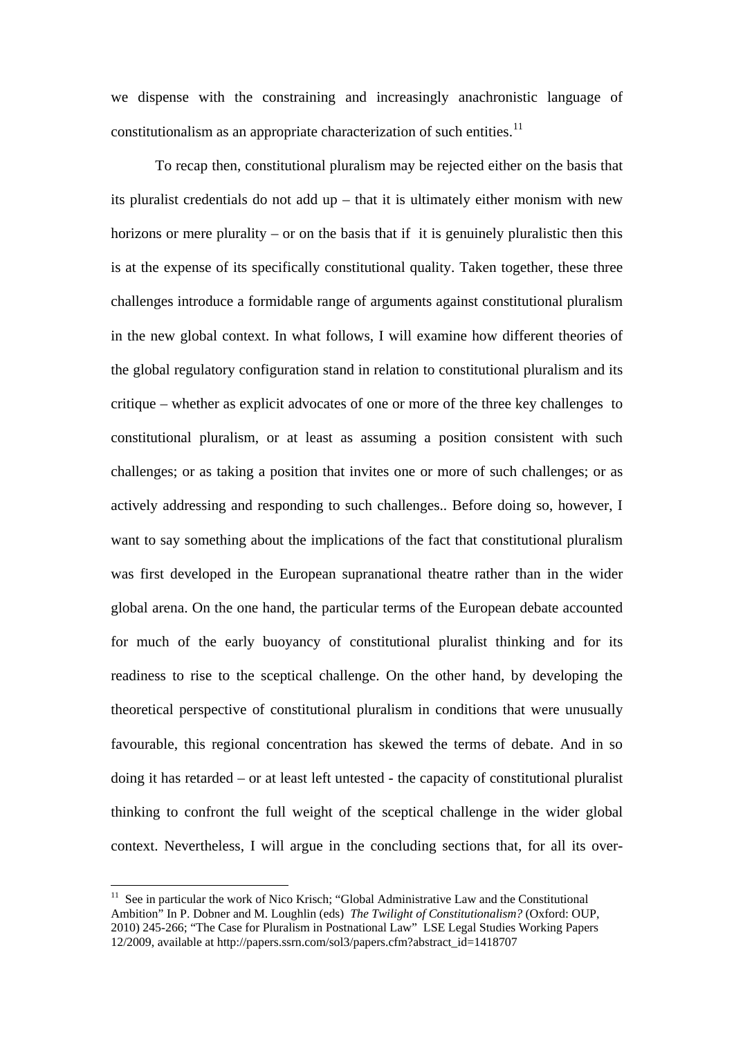we dispense with the constraining and increasingly anachronistic language of constitutionalism as an appropriate characterization of such entities.[11]

To recap then, constitutional pluralism may be rejected either on the basis that its pluralist credentials do not add up – that it is ultimately either monism with new horizons or mere plurality – or on the basis that if it is genuinely pluralistic then this is at the expense of its specifically constitutional quality. Taken together, these three challenges introduce a formidable range of arguments against constitutional pluralism in the new global context. In what follows, I will examine how different theories of the global regulatory configuration stand in relation to constitutional pluralism and its critique – whether as explicit advocates of one or more of the three key challenges to constitutional pluralism, or at least as assuming a position consistent with such challenges; or as taking a position that invites one or more of such challenges; or as actively addressing and responding to such challenges.. Before doing so, however, I want to say something about the implications of the fact that constitutional pluralism was first developed in the European supranational theatre rather than in the wider global arena. On the one hand, the particular terms of the European debate accounted for much of the early buoyancy of constitutional pluralist thinking and for its readiness to rise to the sceptical challenge. On the other hand, by developing the theoretical perspective of constitutional pluralism in conditions that were unusually favourable, this regional concentration has skewed the terms of debate. And in so doing it has retarded – or at least left untested - the capacity of constitutional pluralist thinking to confront the full weight of the sceptical challenge in the wider global context. Nevertheless, I will argue in the concluding sections that, for all its over-

---

[11] See in particular the work of Nico Krisch; "Global Administrative Law and the Constitutional Ambition" In P. Dobner and M. Loughlin (eds) *The Twilight of Constitutionalism?* (Oxford: OUP, 2010) 245-266; "The Case for Pluralism in Postnational Law" LSE Legal Studies Working Papers 12/2009, available at http://papers.ssrn.com/sol3/papers.cfm?abstract_id=1418707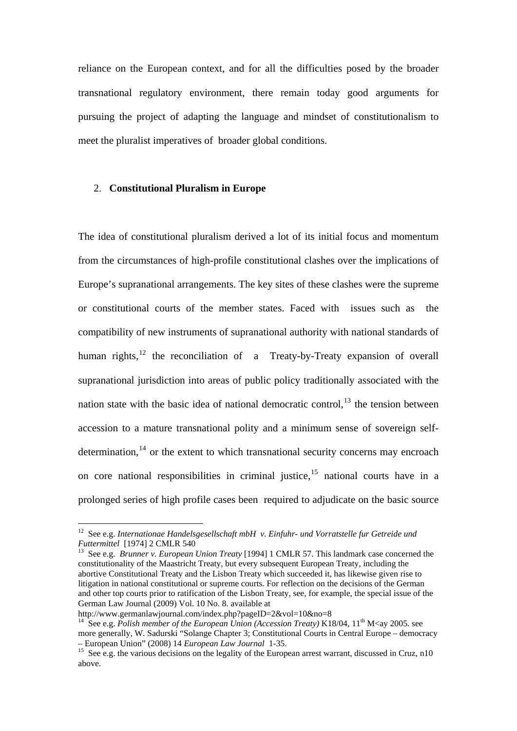reliance on the European context, and for all the difficulties posed by the broader transnational regulatory environment, there remain today good arguments for pursuing the project of adapting the language and mindset of constitutionalism to meet the pluralist imperatives of broader global conditions.

## 2. **Constitutional Pluralism in Europe**

The idea of constitutional pluralism derived a lot of its initial focus and momentum from the circumstances of high-profile constitutional clashes over the implications of Europe's supranational arrangements. The key sites of these clashes were the supreme or constitutional courts of the member states. Faced with issues such as the compatibility of new instruments of supranational authority with national standards of human rights,[12] the reconciliation of a Treaty-by-Treaty expansion of overall supranational jurisdiction into areas of public policy traditionally associated with the nation state with the basic idea of national democratic control,[13] the tension between accession to a mature transnational polity and a minimum sense of sovereign self-determination,[14] or the extent to which transnational security concerns may encroach on core national responsibilities in criminal justice,[15] national courts have in a prolonged series of high profile cases been required to adjudicate on the basic source

---

[12] See e.g. *Internationae Handelsgesellschaft mbH v. Einfuhr- und Vorratstelle fur Getreide und Futtermittel* [1974] 2 CMLR 540

[13] See e.g. *Brunner v. European Union Treaty* [1994] 1 CMLR 57. This landmark case concerned the constitutionality of the Maastricht Treaty, but every subsequent European Treaty, including the abortive Constitutional Treaty and the Lisbon Treaty which succeeded it, has likewise given rise to litigation in national constitutional or supreme courts. For reflection on the decisions of the German and other top courts prior to ratification of the Lisbon Treaty, see, for example, the special issue of the German Law Journal (2009) Vol. 10 No. 8. available at http://www.germanlawjournal.com/index.php?pageID=2&vol=10&no=8

[14] See e.g. *Polish member of the European Union (Accession Treaty)* K18/04, 11th M<ay 2005. see more generally, W. Sadurski "Solange Chapter 3; Constitutional Courts in Central Europe – democracy – European Union" (2008) 14 *European Law Journal* 1-35.

[15] See e.g. the various decisions on the legality of the European arrest warrant, discussed in Cruz, n10 above.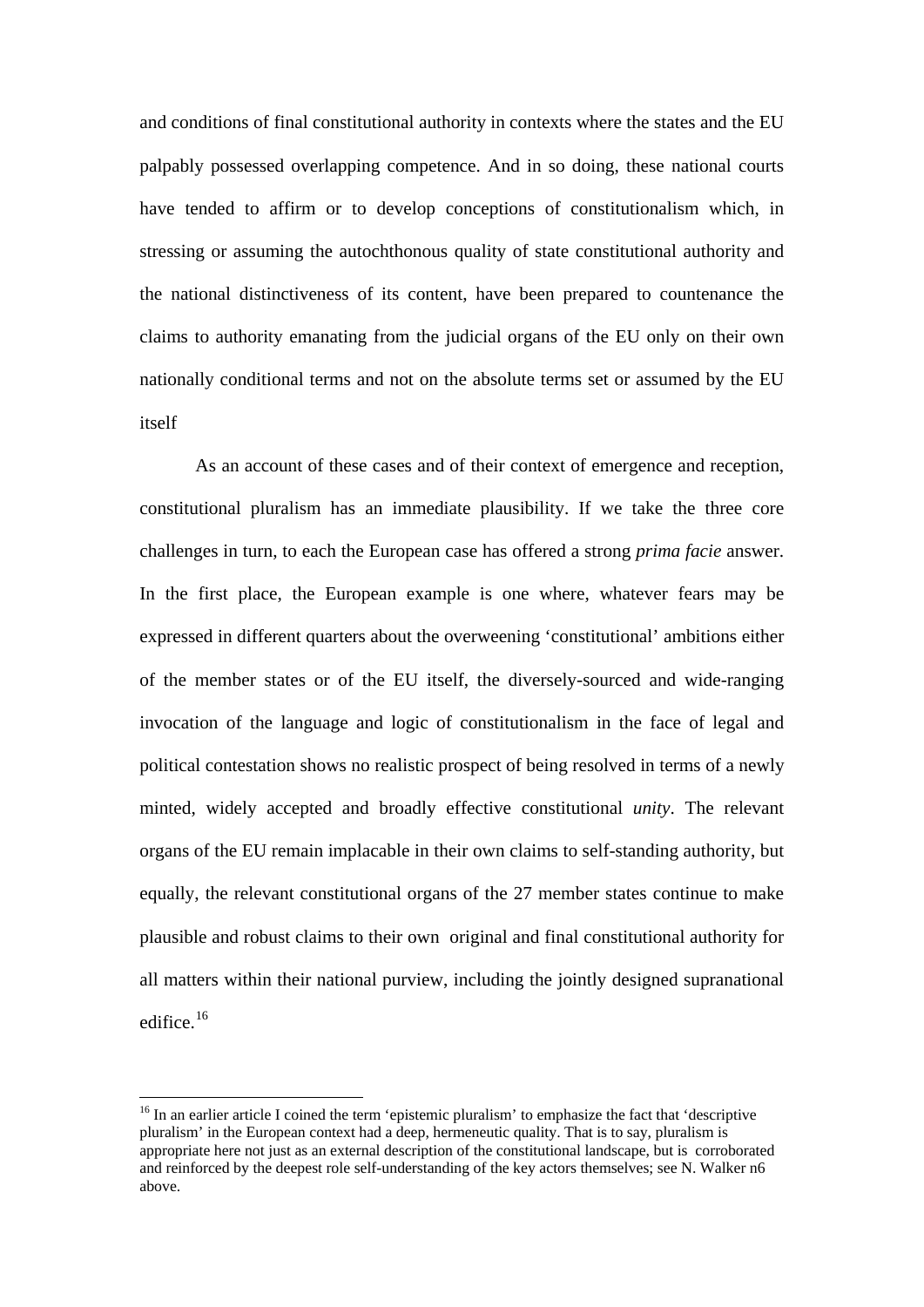and conditions of final constitutional authority in contexts where the states and the EU palpably possessed overlapping competence. And in so doing, these national courts have tended to affirm or to develop conceptions of constitutionalism which, in stressing or assuming the autochthonous quality of state constitutional authority and the national distinctiveness of its content, have been prepared to countenance the claims to authority emanating from the judicial organs of the EU only on their own nationally conditional terms and not on the absolute terms set or assumed by the EU itself

As an account of these cases and of their context of emergence and reception, constitutional pluralism has an immediate plausibility. If we take the three core challenges in turn, to each the European case has offered a strong *prima facie* answer. In the first place, the European example is one where, whatever fears may be expressed in different quarters about the overweening 'constitutional' ambitions either of the member states or of the EU itself, the diversely-sourced and wide-ranging invocation of the language and logic of constitutionalism in the face of legal and political contestation shows no realistic prospect of being resolved in terms of a newly minted, widely accepted and broadly effective constitutional *unity*. The relevant organs of the EU remain implacable in their own claims to self-standing authority, but equally, the relevant constitutional organs of the 27 member states continue to make plausible and robust claims to their own original and final constitutional authority for all matters within their national purview, including the jointly designed supranational edifice.[16]

[16] In an earlier article I coined the term 'epistemic pluralism' to emphasize the fact that 'descriptive pluralism' in the European context had a deep, hermeneutic quality. That is to say, pluralism is appropriate here not just as an external description of the constitutional landscape, but is corroborated and reinforced by the deepest role self-understanding of the key actors themselves; see N. Walker n6 above.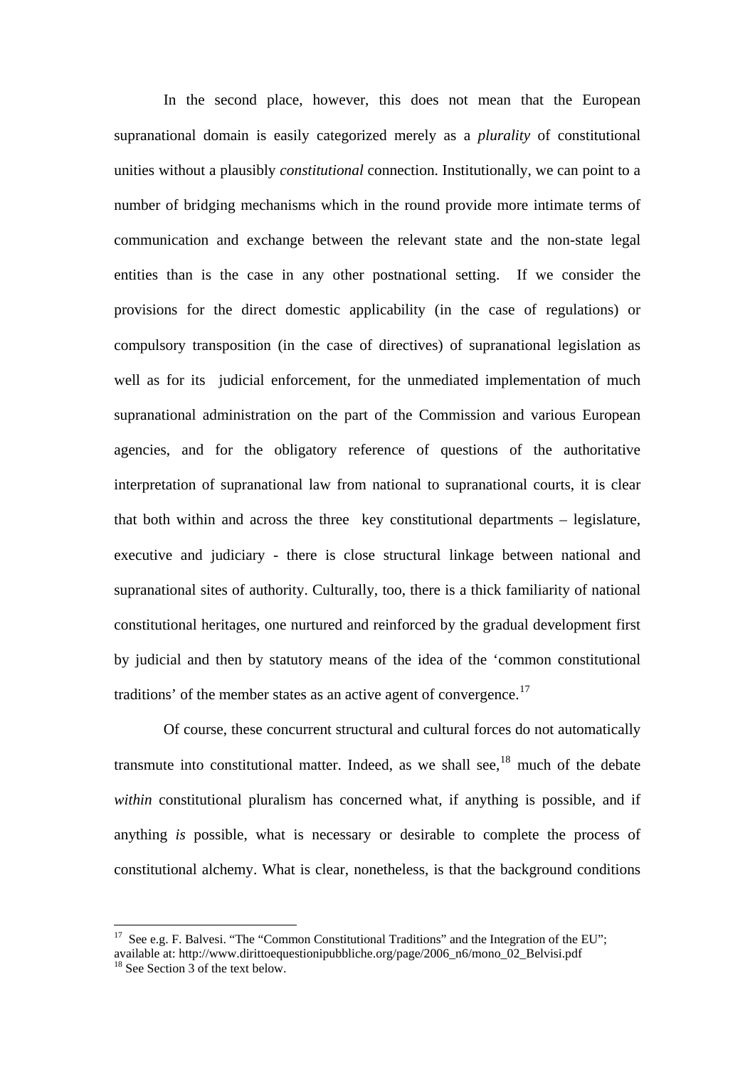In the second place, however, this does not mean that the European supranational domain is easily categorized merely as a *plurality* of constitutional unities without a plausibly *constitutional* connection. Institutionally, we can point to a number of bridging mechanisms which in the round provide more intimate terms of communication and exchange between the relevant state and the non-state legal entities than is the case in any other postnational setting. If we consider the provisions for the direct domestic applicability (in the case of regulations) or compulsory transposition (in the case of directives) of supranational legislation as well as for its judicial enforcement, for the unmediated implementation of much supranational administration on the part of the Commission and various European agencies, and for the obligatory reference of questions of the authoritative interpretation of supranational law from national to supranational courts, it is clear that both within and across the three key constitutional departments – legislature, executive and judiciary - there is close structural linkage between national and supranational sites of authority. Culturally, too, there is a thick familiarity of national constitutional heritages, one nurtured and reinforced by the gradual development first by judicial and then by statutory means of the idea of the 'common constitutional traditions' of the member states as an active agent of convergence.[17]

Of course, these concurrent structural and cultural forces do not automatically transmute into constitutional matter. Indeed, as we shall see,[18] much of the debate *within* constitutional pluralism has concerned what, if anything is possible, and if anything *is* possible, what is necessary or desirable to complete the process of constitutional alchemy. What is clear, nonetheless, is that the background conditions

---

[17] See e.g. F. Balvesi. "The "Common Constitutional Traditions" and the Integration of the EU"; available at: http://www.dirittoequestionipubbliche.org/page/2006_n6/mono_02_Belvisi.pdf

[18] See Section 3 of the text below.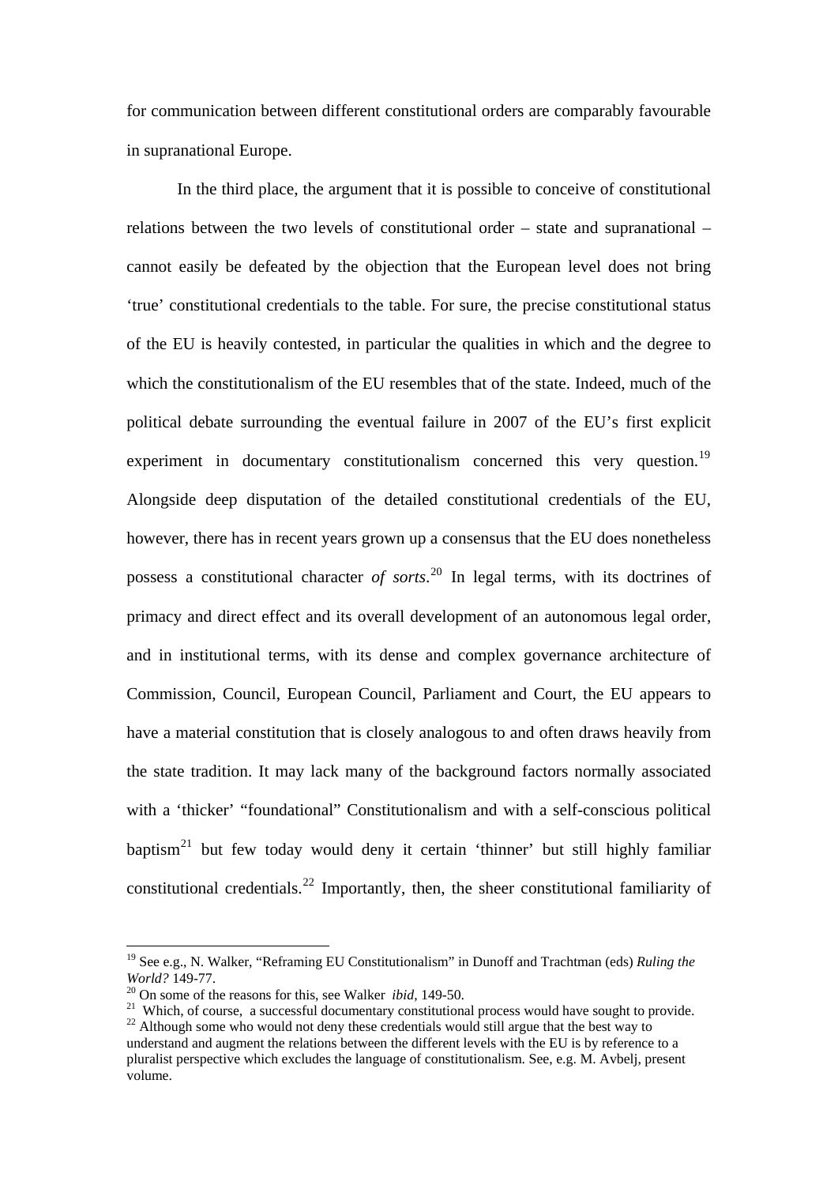for communication between different constitutional orders are comparably favourable in supranational Europe.

In the third place, the argument that it is possible to conceive of constitutional relations between the two levels of constitutional order – state and supranational – cannot easily be defeated by the objection that the European level does not bring 'true' constitutional credentials to the table. For sure, the precise constitutional status of the EU is heavily contested, in particular the qualities in which and the degree to which the constitutionalism of the EU resembles that of the state. Indeed, much of the political debate surrounding the eventual failure in 2007 of the EU's first explicit experiment in documentary constitutionalism concerned this very question.[19] Alongside deep disputation of the detailed constitutional credentials of the EU, however, there has in recent years grown up a consensus that the EU does nonetheless possess a constitutional character *of sorts*.[20] In legal terms, with its doctrines of primacy and direct effect and its overall development of an autonomous legal order, and in institutional terms, with its dense and complex governance architecture of Commission, Council, European Council, Parliament and Court, the EU appears to have a material constitution that is closely analogous to and often draws heavily from the state tradition. It may lack many of the background factors normally associated with a 'thicker' "foundational" Constitutionalism and with a self-conscious political baptism[21] but few today would deny it certain 'thinner' but still highly familiar constitutional credentials.[22] Importantly, then, the sheer constitutional familiarity of

---

[19] See e.g., N. Walker, "Reframing EU Constitutionalism" in Dunoff and Trachtman (eds) *Ruling the World?* 149-77.

[20] On some of the reasons for this, see Walker *ibid*, 149-50.

[21] Which, of course, a successful documentary constitutional process would have sought to provide.

[22] Although some who would not deny these credentials would still argue that the best way to understand and augment the relations between the different levels with the EU is by reference to a pluralist perspective which excludes the language of constitutionalism. See, e.g. M. Avbelj, present volume.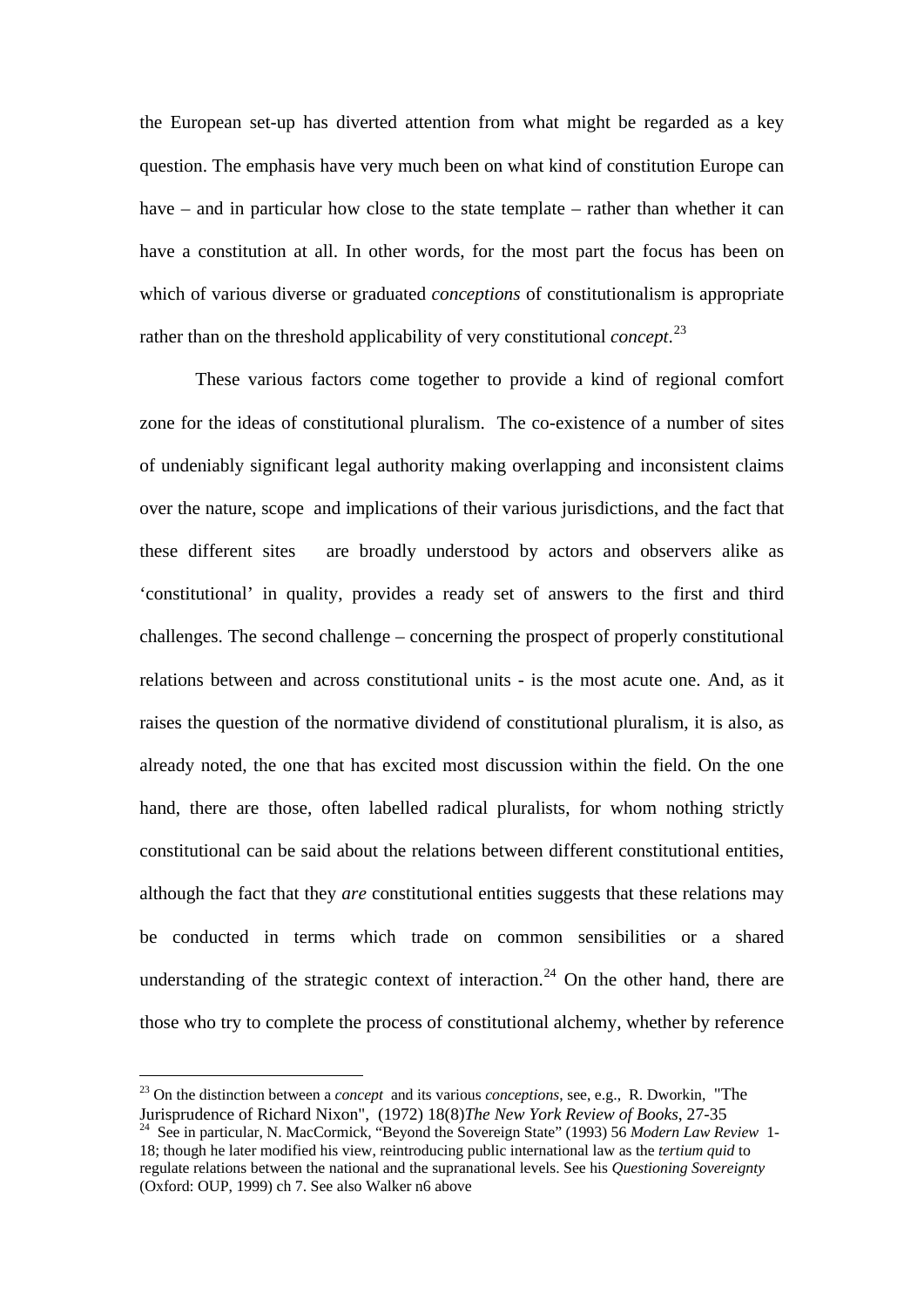the European set-up has diverted attention from what might be regarded as a key question. The emphasis have very much been on what kind of constitution Europe can have – and in particular how close to the state template – rather than whether it can have a constitution at all. In other words, for the most part the focus has been on which of various diverse or graduated *conceptions* of constitutionalism is appropriate rather than on the threshold applicability of very constitutional *concept*.[23]

These various factors come together to provide a kind of regional comfort zone for the ideas of constitutional pluralism. The co-existence of a number of sites of undeniably significant legal authority making overlapping and inconsistent claims over the nature, scope and implications of their various jurisdictions, and the fact that these different sites are broadly understood by actors and observers alike as 'constitutional' in quality, provides a ready set of answers to the first and third challenges. The second challenge – concerning the prospect of properly constitutional relations between and across constitutional units - is the most acute one. And, as it raises the question of the normative dividend of constitutional pluralism, it is also, as already noted, the one that has excited most discussion within the field. On the one hand, there are those, often labelled radical pluralists, for whom nothing strictly constitutional can be said about the relations between different constitutional entities, although the fact that they *are* constitutional entities suggests that these relations may be conducted in terms which trade on common sensibilities or a shared understanding of the strategic context of interaction.[24] On the other hand, there are those who try to complete the process of constitutional alchemy, whether by reference

---

[23] On the distinction between a *concept* and its various *conceptions*, see, e.g., R. Dworkin, "The Jurisprudence of Richard Nixon", (1972) 18(8)*The New York Review of Books*, 27-35

[24] See in particular, N. MacCormick, "Beyond the Sovereign State" (1993) 56 *Modern Law Review* 1-18; though he later modified his view, reintroducing public international law as the *tertium quid* to regulate relations between the national and the supranational levels. See his *Questioning Sovereignty* (Oxford: OUP, 1999) ch 7. See also Walker n6 above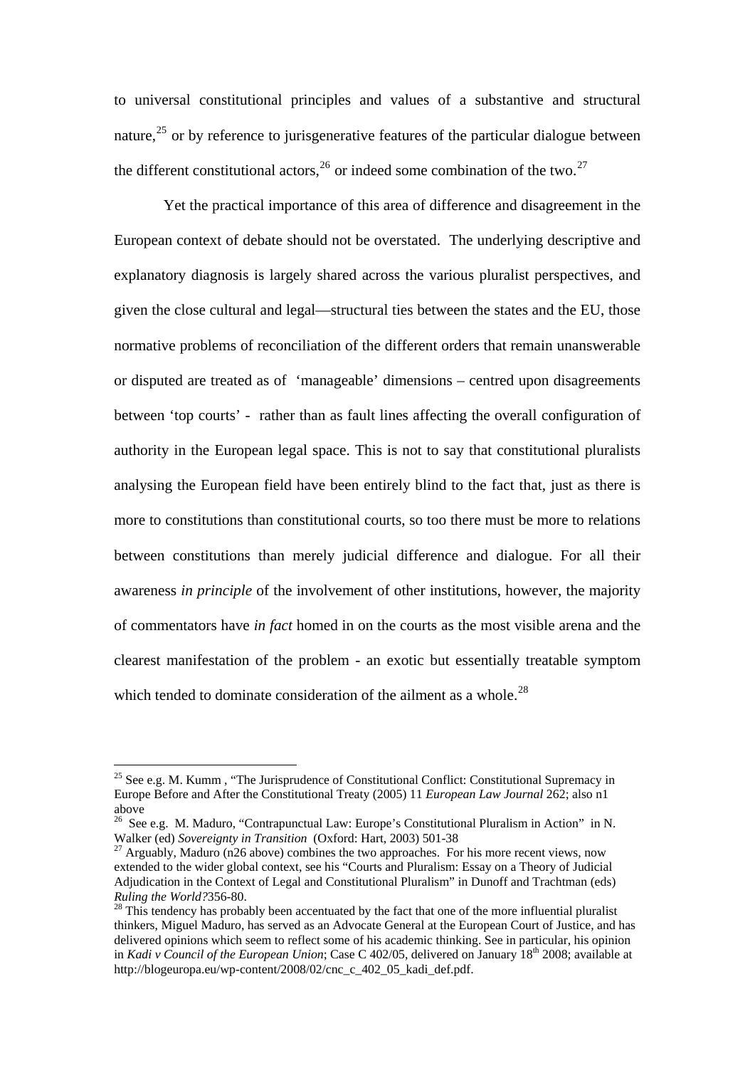to universal constitutional principles and values of a substantive and structural nature,[25] or by reference to jurisgenerative features of the particular dialogue between the different constitutional actors,[26] or indeed some combination of the two.[27]

Yet the practical importance of this area of difference and disagreement in the European context of debate should not be overstated. The underlying descriptive and explanatory diagnosis is largely shared across the various pluralist perspectives, and given the close cultural and legal—structural ties between the states and the EU, those normative problems of reconciliation of the different orders that remain unanswerable or disputed are treated as of 'manageable' dimensions – centred upon disagreements between 'top courts' - rather than as fault lines affecting the overall configuration of authority in the European legal space. This is not to say that constitutional pluralists analysing the European field have been entirely blind to the fact that, just as there is more to constitutions than constitutional courts, so too there must be more to relations between constitutions than merely judicial difference and dialogue. For all their awareness *in principle* of the involvement of other institutions, however, the majority of commentators have *in fact* homed in on the courts as the most visible arena and the clearest manifestation of the problem - an exotic but essentially treatable symptom which tended to dominate consideration of the ailment as a whole.[28]

---

[25] See e.g. M. Kumm , "The Jurisprudence of Constitutional Conflict: Constitutional Supremacy in Europe Before and After the Constitutional Treaty (2005) 11 *European Law Journal* 262; also n1 above

[26] See e.g. M. Maduro, "Contrapunctual Law: Europe's Constitutional Pluralism in Action" in N. Walker (ed) *Sovereignty in Transition* (Oxford: Hart, 2003) 501-38

[27] Arguably, Maduro (n26 above) combines the two approaches. For his more recent views, now extended to the wider global context, see his "Courts and Pluralism: Essay on a Theory of Judicial Adjudication in the Context of Legal and Constitutional Pluralism" in Dunoff and Trachtman (eds) *Ruling the World?*356-80.

[28] This tendency has probably been accentuated by the fact that one of the more influential pluralist thinkers, Miguel Maduro, has served as an Advocate General at the European Court of Justice, and has delivered opinions which seem to reflect some of his academic thinking. See in particular, his opinion in *Kadi v Council of the European Union*; Case C 402/05, delivered on January 18th 2008; available at http://blogeuropa.eu/wp-content/2008/02/cnc_c_402_05_kadi_def.pdf.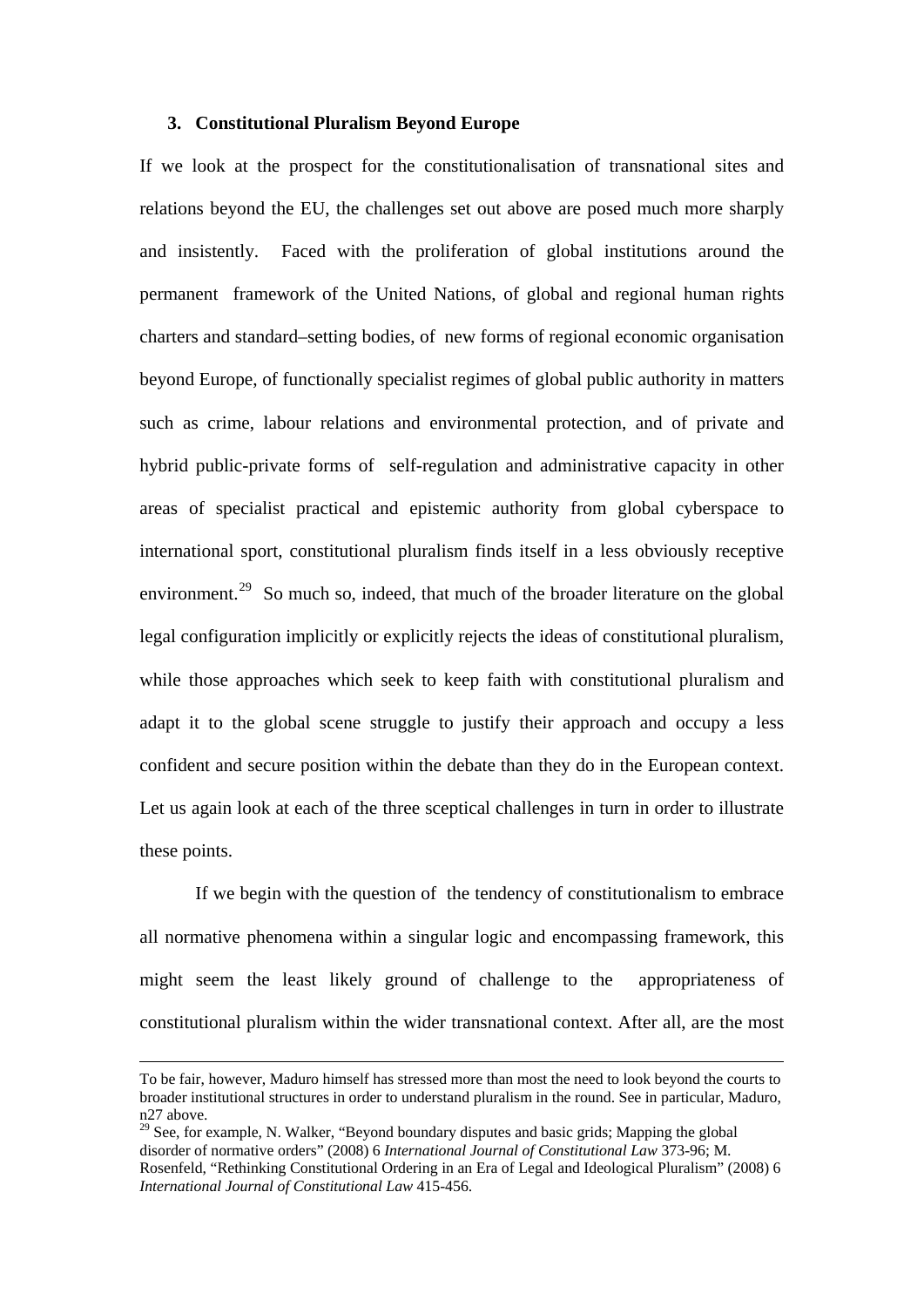### 3. Constitutional Pluralism Beyond Europe

If we look at the prospect for the constitutionalisation of transnational sites and relations beyond the EU, the challenges set out above are posed much more sharply and insistently. Faced with the proliferation of global institutions around the permanent framework of the United Nations, of global and regional human rights charters and standard–setting bodies, of new forms of regional economic organisation beyond Europe, of functionally specialist regimes of global public authority in matters such as crime, labour relations and environmental protection, and of private and hybrid public-private forms of self-regulation and administrative capacity in other areas of specialist practical and epistemic authority from global cyberspace to international sport, constitutional pluralism finds itself in a less obviously receptive environment.[29] So much so, indeed, that much of the broader literature on the global legal configuration implicitly or explicitly rejects the ideas of constitutional pluralism, while those approaches which seek to keep faith with constitutional pluralism and adapt it to the global scene struggle to justify their approach and occupy a less confident and secure position within the debate than they do in the European context. Let us again look at each of the three sceptical challenges in turn in order to illustrate these points.

If we begin with the question of the tendency of constitutionalism to embrace all normative phenomena within a singular logic and encompassing framework, this might seem the least likely ground of challenge to the appropriateness of constitutional pluralism within the wider transnational context. After all, are the most

---

To be fair, however, Maduro himself has stressed more than most the need to look beyond the courts to broader institutional structures in order to understand pluralism in the round. See in particular, Maduro, n27 above.

[29] See, for example, N. Walker, "Beyond boundary disputes and basic grids; Mapping the global disorder of normative orders" (2008) 6 *International Journal of Constitutional Law* 373-96; M. Rosenfeld, "Rethinking Constitutional Ordering in an Era of Legal and Ideological Pluralism" (2008) 6 *International Journal of Constitutional Law* 415-456.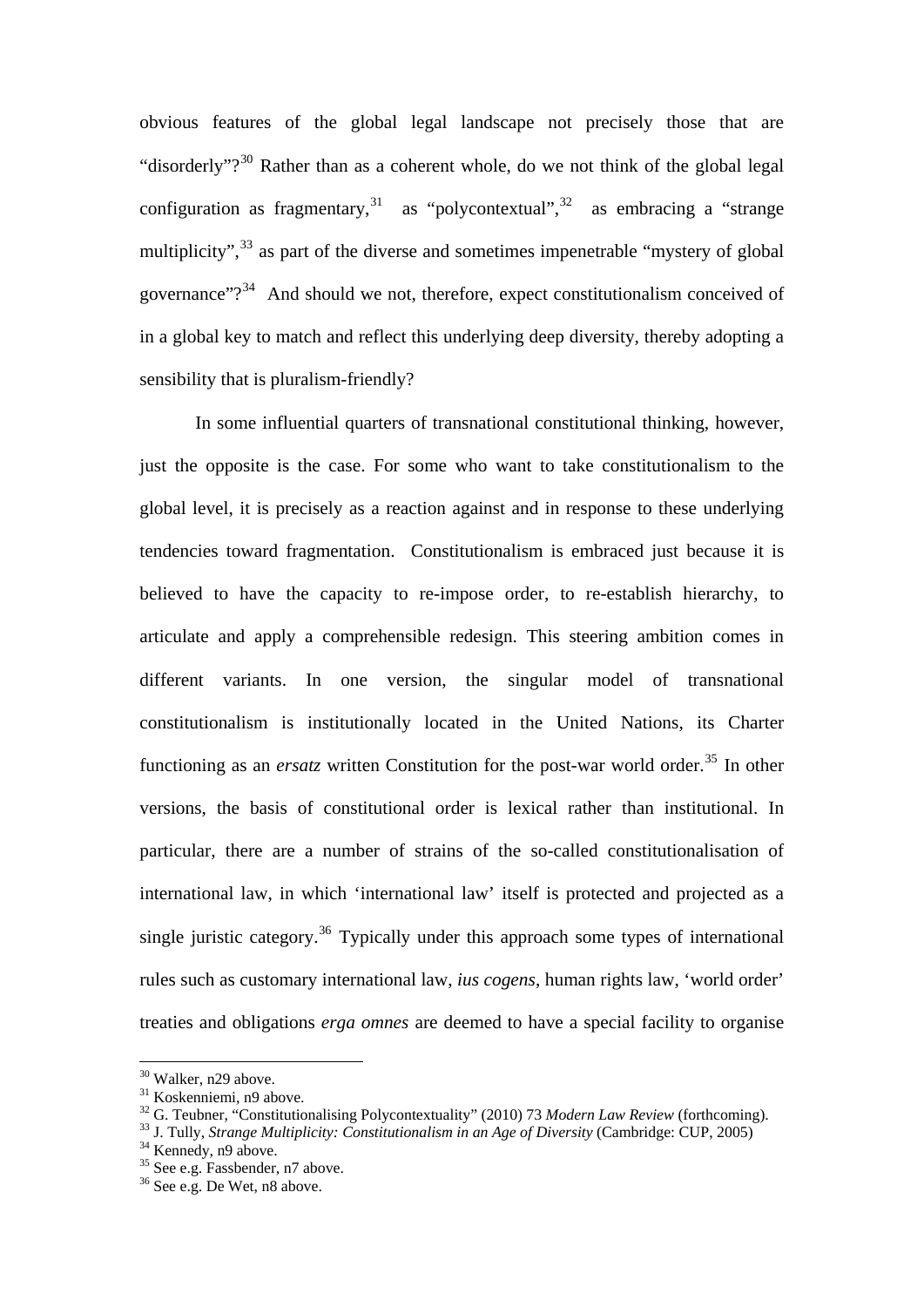obvious features of the global legal landscape not precisely those that are "disorderly"?[30] Rather than as a coherent whole, do we not think of the global legal configuration as fragmentary,[31] as "polycontextual",[32] as embracing a "strange multiplicity",[33] as part of the diverse and sometimes impenetrable "mystery of global governance"?[34] And should we not, therefore, expect constitutionalism conceived of in a global key to match and reflect this underlying deep diversity, thereby adopting a sensibility that is pluralism-friendly?

In some influential quarters of transnational constitutional thinking, however, just the opposite is the case. For some who want to take constitutionalism to the global level, it is precisely as a reaction against and in response to these underlying tendencies toward fragmentation. Constitutionalism is embraced just because it is believed to have the capacity to re-impose order, to re-establish hierarchy, to articulate and apply a comprehensible redesign. This steering ambition comes in different variants. In one version, the singular model of transnational constitutionalism is institutionally located in the United Nations, its Charter functioning as an *ersatz* written Constitution for the post-war world order.[35] In other versions, the basis of constitutional order is lexical rather than institutional. In particular, there are a number of strains of the so-called constitutionalisation of international law, in which 'international law' itself is protected and projected as a single juristic category.[36] Typically under this approach some types of international rules such as customary international law, *ius cogens*, human rights law, 'world order' treaties and obligations *erga omnes* are deemed to have a special facility to organise

---

[30] Walker, n29 above.
[31] Koskenniemi, n9 above.
[32] G. Teubner, "Constitutionalising Polycontextuality" (2010) 73 *Modern Law Review* (forthcoming).
[33] J. Tully, *Strange Multiplicity: Constitutionalism in an Age of Diversity* (Cambridge: CUP, 2005)
[34] Kennedy, n9 above.
[35] See e.g. Fassbender, n7 above.
[36] See e.g. De Wet, n8 above.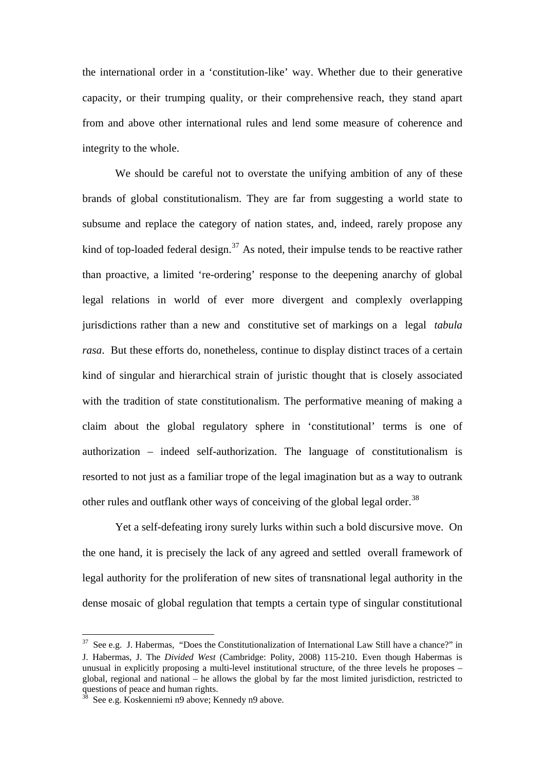the international order in a 'constitution-like' way. Whether due to their generative capacity, or their trumping quality, or their comprehensive reach, they stand apart from and above other international rules and lend some measure of coherence and integrity to the whole.

We should be careful not to overstate the unifying ambition of any of these brands of global constitutionalism. They are far from suggesting a world state to subsume and replace the category of nation states, and, indeed, rarely propose any kind of top-loaded federal design.[37] As noted, their impulse tends to be reactive rather than proactive, a limited 're-ordering' response to the deepening anarchy of global legal relations in world of ever more divergent and complexly overlapping jurisdictions rather than a new and constitutive set of markings on a legal *tabula rasa*. But these efforts do, nonetheless, continue to display distinct traces of a certain kind of singular and hierarchical strain of juristic thought that is closely associated with the tradition of state constitutionalism. The performative meaning of making a claim about the global regulatory sphere in 'constitutional' terms is one of authorization – indeed self-authorization. The language of constitutionalism is resorted to not just as a familiar trope of the legal imagination but as a way to outrank other rules and outflank other ways of conceiving of the global legal order.[38]

Yet a self-defeating irony surely lurks within such a bold discursive move. On the one hand, it is precisely the lack of any agreed and settled overall framework of legal authority for the proliferation of new sites of transnational legal authority in the dense mosaic of global regulation that tempts a certain type of singular constitutional

---

[37] See e.g. J. Habermas, "Does the Constitutionalization of International Law Still have a chance?" in J. Habermas, J. The *Divided West* (Cambridge: Polity, 2008) 115-210. Even though Habermas is unusual in explicitly proposing a multi-level institutional structure, of the three levels he proposes – global, regional and national – he allows the global by far the most limited jurisdiction, restricted to questions of peace and human rights.

[38] See e.g. Koskenniemi n9 above; Kennedy n9 above.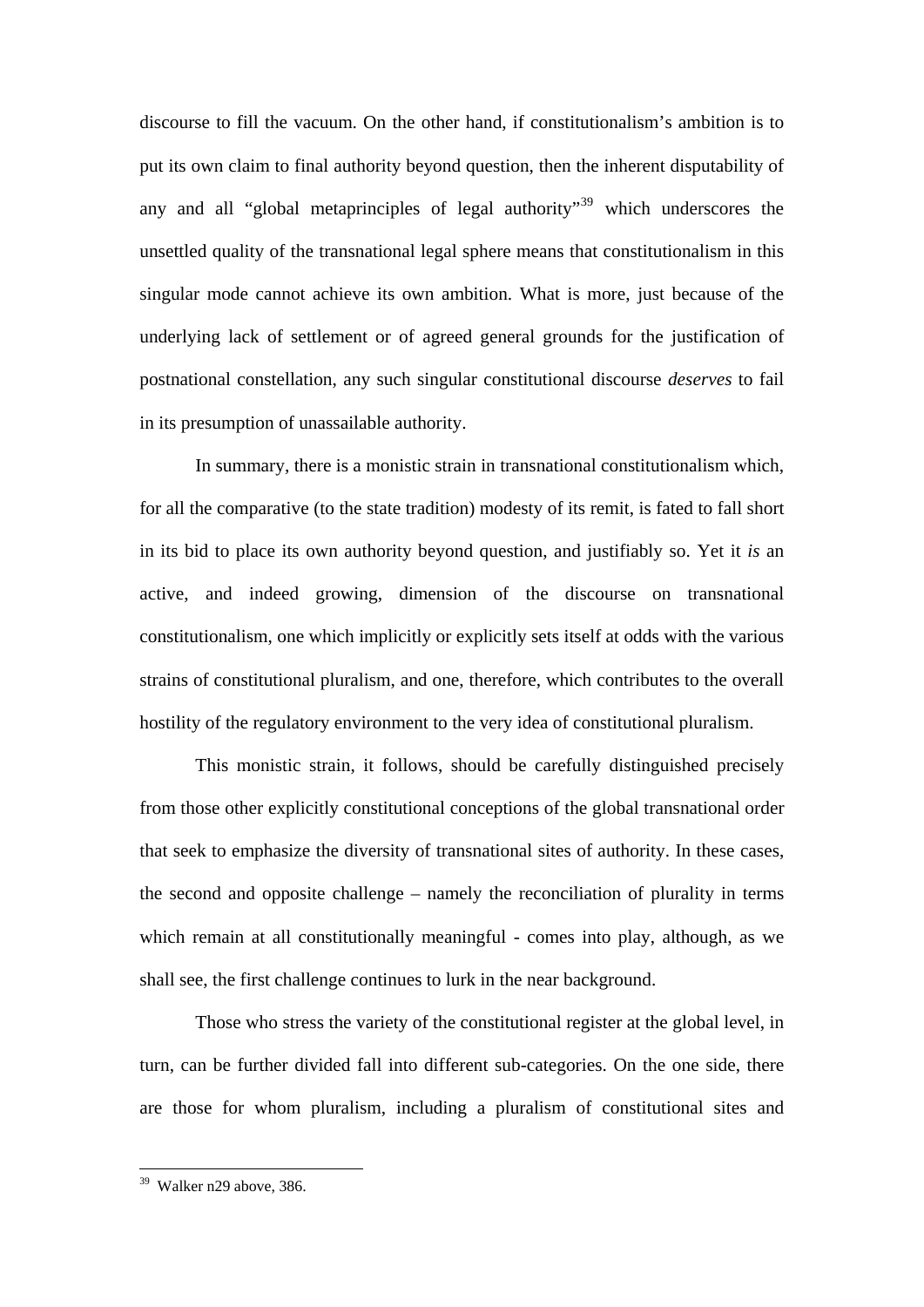discourse to fill the vacuum. On the other hand, if constitutionalism's ambition is to put its own claim to final authority beyond question, then the inherent disputability of any and all "global metaprinciples of legal authority"[39] which underscores the unsettled quality of the transnational legal sphere means that constitutionalism in this singular mode cannot achieve its own ambition. What is more, just because of the underlying lack of settlement or of agreed general grounds for the justification of postnational constellation, any such singular constitutional discourse *deserves* to fail in its presumption of unassailable authority.

In summary, there is a monistic strain in transnational constitutionalism which, for all the comparative (to the state tradition) modesty of its remit, is fated to fall short in its bid to place its own authority beyond question, and justifiably so. Yet it *is* an active, and indeed growing, dimension of the discourse on transnational constitutionalism, one which implicitly or explicitly sets itself at odds with the various strains of constitutional pluralism, and one, therefore, which contributes to the overall hostility of the regulatory environment to the very idea of constitutional pluralism.

This monistic strain, it follows, should be carefully distinguished precisely from those other explicitly constitutional conceptions of the global transnational order that seek to emphasize the diversity of transnational sites of authority. In these cases, the second and opposite challenge – namely the reconciliation of plurality in terms which remain at all constitutionally meaningful - comes into play, although, as we shall see, the first challenge continues to lurk in the near background.

Those who stress the variety of the constitutional register at the global level, in turn, can be further divided fall into different sub-categories. On the one side, there are those for whom pluralism, including a pluralism of constitutional sites and

---

[39] Walker n29 above, 386.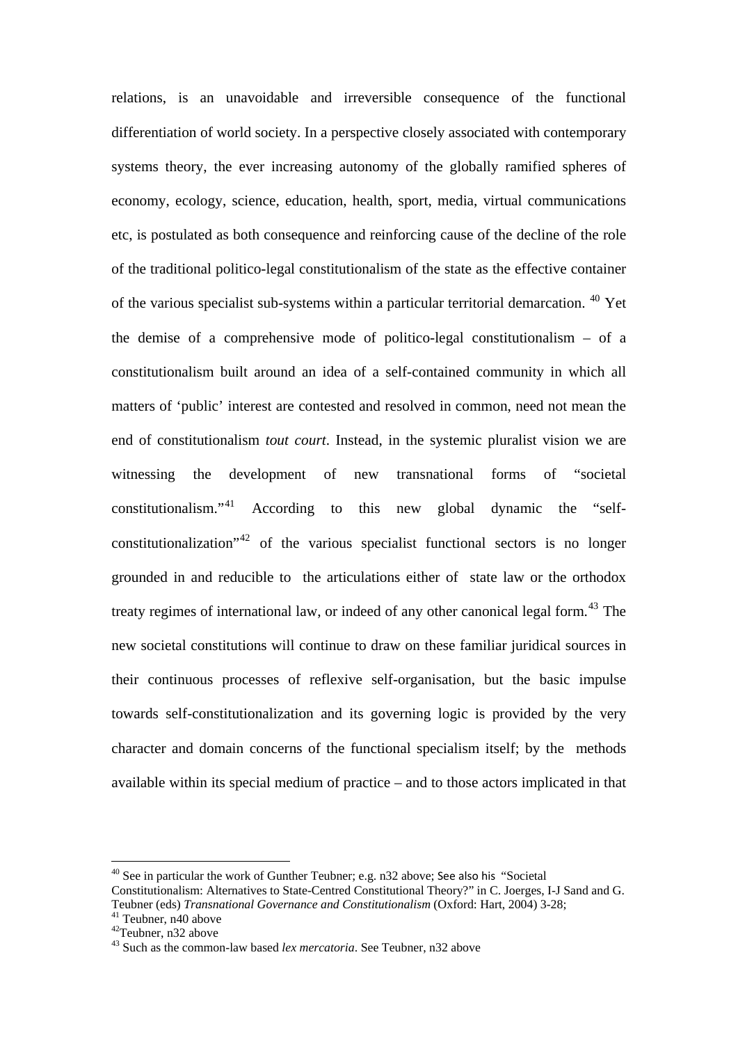relations, is an unavoidable and irreversible consequence of the functional differentiation of world society. In a perspective closely associated with contemporary systems theory, the ever increasing autonomy of the globally ramified spheres of economy, ecology, science, education, health, sport, media, virtual communications etc, is postulated as both consequence and reinforcing cause of the decline of the role of the traditional politico-legal constitutionalism of the state as the effective container of the various specialist sub-systems within a particular territorial demarcation. [40] Yet the demise of a comprehensive mode of politico-legal constitutionalism – of a constitutionalism built around an idea of a self-contained community in which all matters of 'public' interest are contested and resolved in common, need not mean the end of constitutionalism *tout court*. Instead, in the systemic pluralist vision we are witnessing the development of new transnational forms of "societal constitutionalism."[41] According to this new global dynamic the "self-constitutionalization"[42] of the various specialist functional sectors is no longer grounded in and reducible to the articulations either of state law or the orthodox treaty regimes of international law, or indeed of any other canonical legal form.[43] The new societal constitutions will continue to draw on these familiar juridical sources in their continuous processes of reflexive self-organisation, but the basic impulse towards self-constitutionalization and its governing logic is provided by the very character and domain concerns of the functional specialism itself; by the methods available within its special medium of practice – and to those actors implicated in that

---

[40] See in particular the work of Gunther Teubner; e.g. n32 above; See also his "Societal Constitutionalism: Alternatives to State-Centred Constitutional Theory?" in C. Joerges, I-J Sand and G. Teubner (eds) *Transnational Governance and Constitutionalism* (Oxford: Hart, 2004) 3-28;

[41] Teubner, n40 above

[42] Teubner, n32 above

[43] Such as the common-law based *lex mercatoria*. See Teubner, n32 above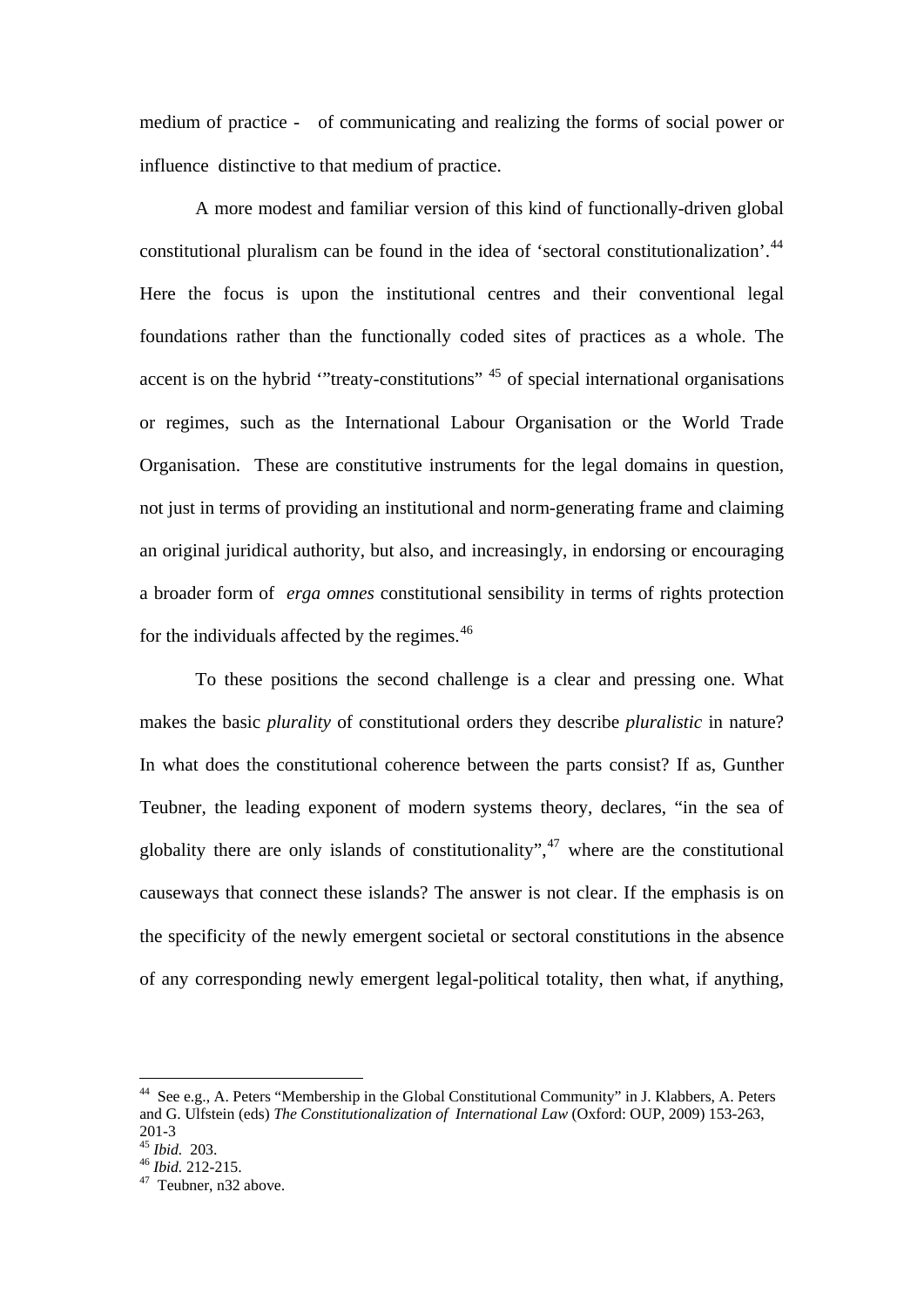medium of practice - of communicating and realizing the forms of social power or influence distinctive to that medium of practice.

A more modest and familiar version of this kind of functionally-driven global constitutional pluralism can be found in the idea of 'sectoral constitutionalization'.[44] Here the focus is upon the institutional centres and their conventional legal foundations rather than the functionally coded sites of practices as a whole. The accent is on the hybrid '"treaty-constitutions" [45] of special international organisations or regimes, such as the International Labour Organisation or the World Trade Organisation. These are constitutive instruments for the legal domains in question, not just in terms of providing an institutional and norm-generating frame and claiming an original juridical authority, but also, and increasingly, in endorsing or encouraging a broader form of *erga omnes* constitutional sensibility in terms of rights protection for the individuals affected by the regimes.[46]

To these positions the second challenge is a clear and pressing one. What makes the basic *plurality* of constitutional orders they describe *pluralistic* in nature? In what does the constitutional coherence between the parts consist? If as, Gunther Teubner, the leading exponent of modern systems theory, declares, "in the sea of globality there are only islands of constitutionality",[47] where are the constitutional causeways that connect these islands? The answer is not clear. If the emphasis is on the specificity of the newly emergent societal or sectoral constitutions in the absence of any corresponding newly emergent legal-political totality, then what, if anything,

---

[44] See e.g., A. Peters "Membership in the Global Constitutional Community" in J. Klabbers, A. Peters and G. Ulfstein (eds) *The Constitutionalization of International Law* (Oxford: OUP, 2009) 153-263, 201-3

[45] *Ibid.* 203.

[46] *Ibid.* 212-215.

[47] Teubner, n32 above.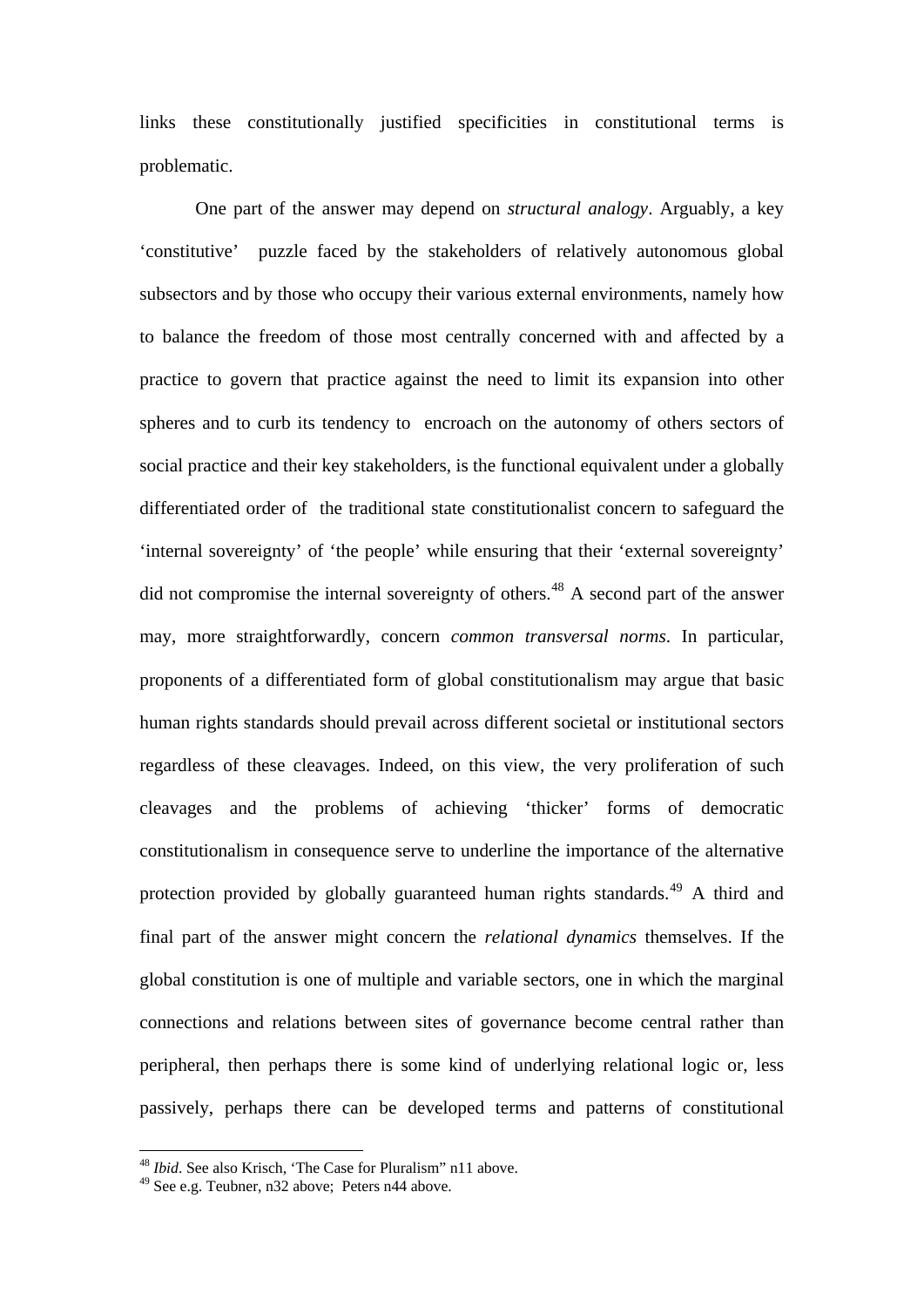links these constitutionally justified specificities in constitutional terms is problematic.

One part of the answer may depend on *structural analogy*. Arguably, a key 'constitutive' puzzle faced by the stakeholders of relatively autonomous global subsectors and by those who occupy their various external environments, namely how to balance the freedom of those most centrally concerned with and affected by a practice to govern that practice against the need to limit its expansion into other spheres and to curb its tendency to encroach on the autonomy of others sectors of social practice and their key stakeholders, is the functional equivalent under a globally differentiated order of the traditional state constitutionalist concern to safeguard the 'internal sovereignty' of 'the people' while ensuring that their 'external sovereignty' did not compromise the internal sovereignty of others.[48] A second part of the answer may, more straightforwardly, concern *common transversal norms*. In particular, proponents of a differentiated form of global constitutionalism may argue that basic human rights standards should prevail across different societal or institutional sectors regardless of these cleavages. Indeed, on this view, the very proliferation of such cleavages and the problems of achieving 'thicker' forms of democratic constitutionalism in consequence serve to underline the importance of the alternative protection provided by globally guaranteed human rights standards.[49] A third and final part of the answer might concern the *relational dynamics* themselves. If the global constitution is one of multiple and variable sectors, one in which the marginal connections and relations between sites of governance become central rather than peripheral, then perhaps there is some kind of underlying relational logic or, less passively, perhaps there can be developed terms and patterns of constitutional

---

[48] *Ibid*. See also Krisch, 'The Case for Pluralism" n11 above.

[49] See e.g. Teubner, n32 above; Peters n44 above.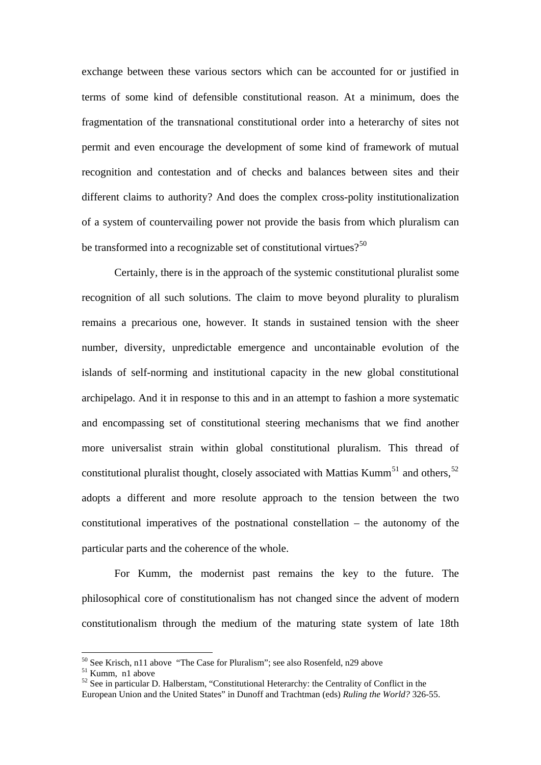exchange between these various sectors which can be accounted for or justified in terms of some kind of defensible constitutional reason. At a minimum, does the fragmentation of the transnational constitutional order into a heterarchy of sites not permit and even encourage the development of some kind of framework of mutual recognition and contestation and of checks and balances between sites and their different claims to authority? And does the complex cross-polity institutionalization of a system of countervailing power not provide the basis from which pluralism can be transformed into a recognizable set of constitutional virtues?[50]

Certainly, there is in the approach of the systemic constitutional pluralist some recognition of all such solutions. The claim to move beyond plurality to pluralism remains a precarious one, however. It stands in sustained tension with the sheer number, diversity, unpredictable emergence and uncontainable evolution of the islands of self-norming and institutional capacity in the new global constitutional archipelago. And it in response to this and in an attempt to fashion a more systematic and encompassing set of constitutional steering mechanisms that we find another more universalist strain within global constitutional pluralism. This thread of constitutional pluralist thought, closely associated with Mattias Kumm[51] and others,[52] adopts a different and more resolute approach to the tension between the two constitutional imperatives of the postnational constellation – the autonomy of the particular parts and the coherence of the whole.

For Kumm, the modernist past remains the key to the future. The philosophical core of constitutionalism has not changed since the advent of modern constitutionalism through the medium of the maturing state system of late 18th

---

[50] See Krisch, n11 above "The Case for Pluralism"; see also Rosenfeld, n29 above

[51] Kumm, n1 above

[52] See in particular D. Halberstam, "Constitutional Heterarchy: the Centrality of Conflict in the European Union and the United States" in Dunoff and Trachtman (eds) *Ruling the World?* 326-55.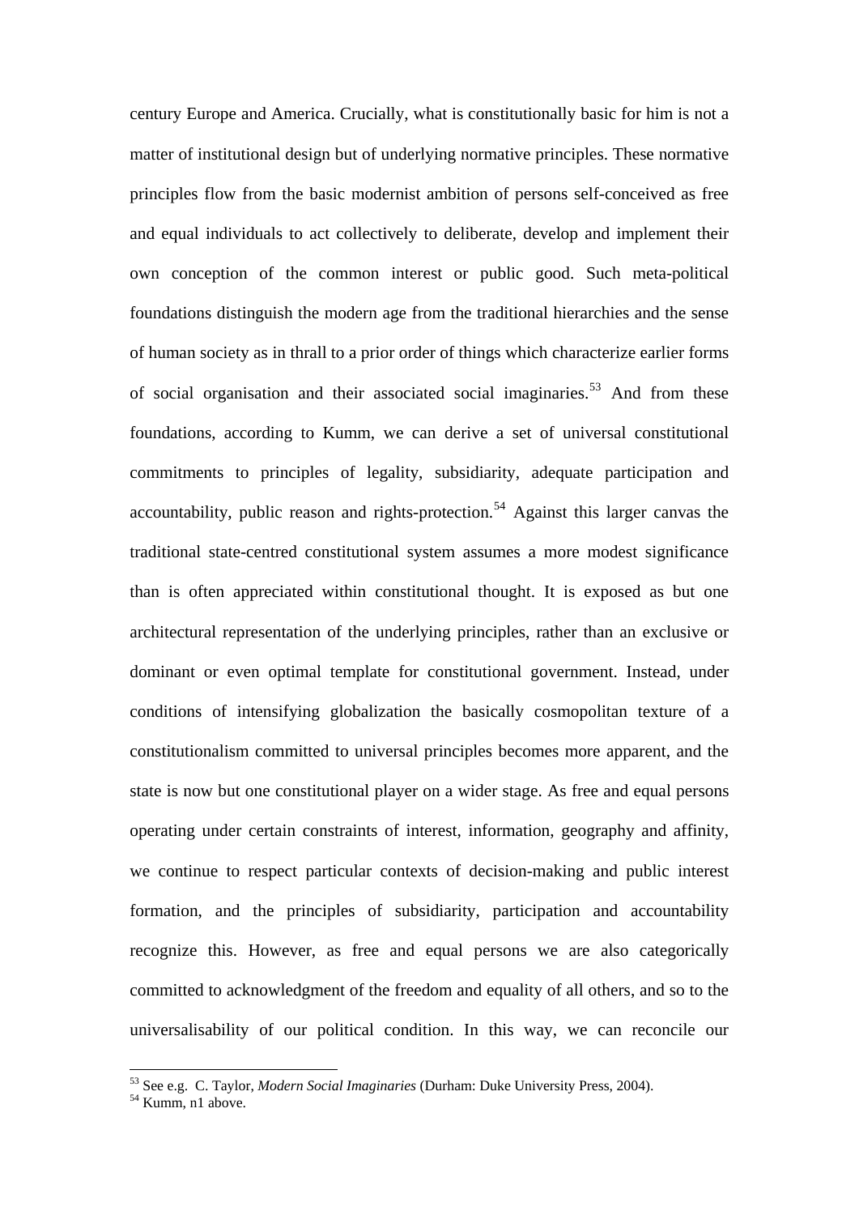century Europe and America. Crucially, what is constitutionally basic for him is not a matter of institutional design but of underlying normative principles. These normative principles flow from the basic modernist ambition of persons self-conceived as free and equal individuals to act collectively to deliberate, develop and implement their own conception of the common interest or public good. Such meta-political foundations distinguish the modern age from the traditional hierarchies and the sense of human society as in thrall to a prior order of things which characterize earlier forms of social organisation and their associated social imaginaries.[53] And from these foundations, according to Kumm, we can derive a set of universal constitutional commitments to principles of legality, subsidiarity, adequate participation and accountability, public reason and rights-protection.[54] Against this larger canvas the traditional state-centred constitutional system assumes a more modest significance than is often appreciated within constitutional thought. It is exposed as but one architectural representation of the underlying principles, rather than an exclusive or dominant or even optimal template for constitutional government. Instead, under conditions of intensifying globalization the basically cosmopolitan texture of a constitutionalism committed to universal principles becomes more apparent, and the state is now but one constitutional player on a wider stage. As free and equal persons operating under certain constraints of interest, information, geography and affinity, we continue to respect particular contexts of decision-making and public interest formation, and the principles of subsidiarity, participation and accountability recognize this. However, as free and equal persons we are also categorically committed to acknowledgment of the freedom and equality of all others, and so to the universalisability of our political condition. In this way, we can reconcile our

[53] See e.g. C. Taylor, *Modern Social Imaginaries* (Durham: Duke University Press, 2004).
[54] Kumm, n1 above.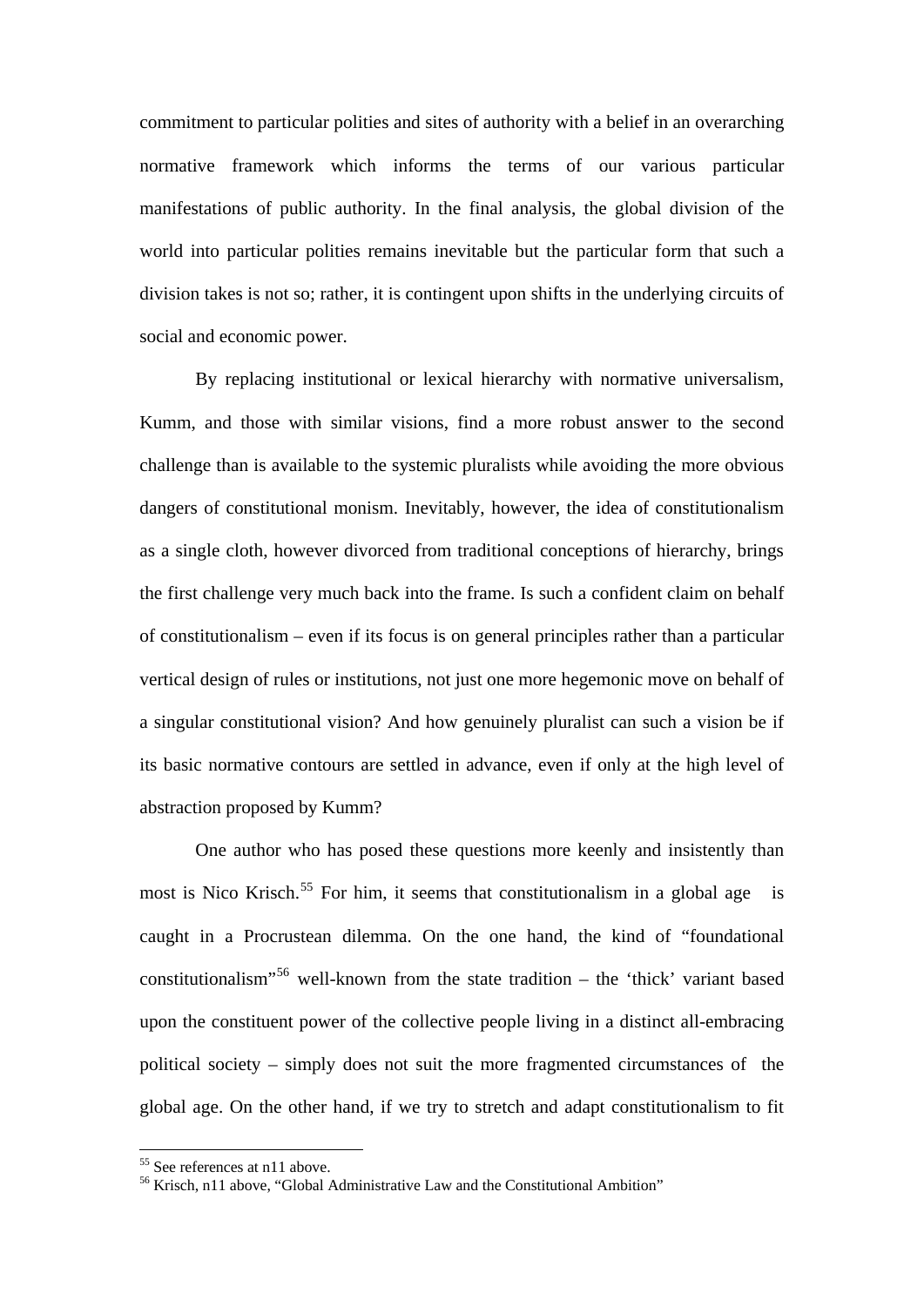commitment to particular polities and sites of authority with a belief in an overarching normative framework which informs the terms of our various particular manifestations of public authority. In the final analysis, the global division of the world into particular polities remains inevitable but the particular form that such a division takes is not so; rather, it is contingent upon shifts in the underlying circuits of social and economic power.

By replacing institutional or lexical hierarchy with normative universalism, Kumm, and those with similar visions, find a more robust answer to the second challenge than is available to the systemic pluralists while avoiding the more obvious dangers of constitutional monism. Inevitably, however, the idea of constitutionalism as a single cloth, however divorced from traditional conceptions of hierarchy, brings the first challenge very much back into the frame. Is such a confident claim on behalf of constitutionalism – even if its focus is on general principles rather than a particular vertical design of rules or institutions, not just one more hegemonic move on behalf of a singular constitutional vision? And how genuinely pluralist can such a vision be if its basic normative contours are settled in advance, even if only at the high level of abstraction proposed by Kumm?

One author who has posed these questions more keenly and insistently than most is Nico Krisch.[55] For him, it seems that constitutionalism in a global age is caught in a Procrustean dilemma. On the one hand, the kind of "foundational constitutionalism"[56] well-known from the state tradition – the 'thick' variant based upon the constituent power of the collective people living in a distinct all-embracing political society – simply does not suit the more fragmented circumstances of the global age. On the other hand, if we try to stretch and adapt constitutionalism to fit

---

[55] See references at n11 above.

[56] Krisch, n11 above, "Global Administrative Law and the Constitutional Ambition"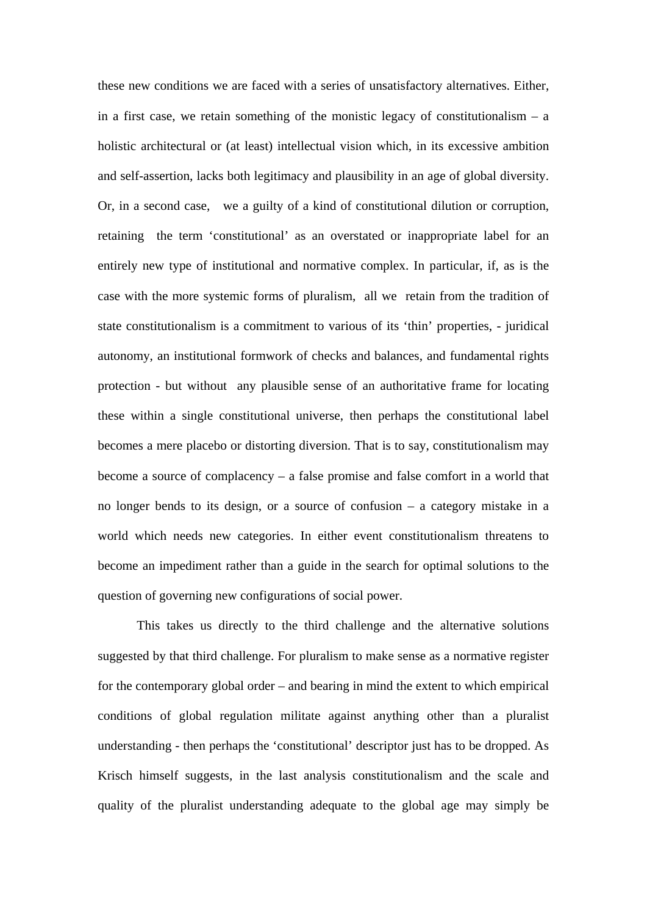these new conditions we are faced with a series of unsatisfactory alternatives. Either, in a first case, we retain something of the monistic legacy of constitutionalism – a holistic architectural or (at least) intellectual vision which, in its excessive ambition and self-assertion, lacks both legitimacy and plausibility in an age of global diversity. Or, in a second case, we a guilty of a kind of constitutional dilution or corruption, retaining the term 'constitutional' as an overstated or inappropriate label for an entirely new type of institutional and normative complex. In particular, if, as is the case with the more systemic forms of pluralism, all we retain from the tradition of state constitutionalism is a commitment to various of its 'thin' properties, - juridical autonomy, an institutional formwork of checks and balances, and fundamental rights protection - but without any plausible sense of an authoritative frame for locating these within a single constitutional universe, then perhaps the constitutional label becomes a mere placebo or distorting diversion. That is to say, constitutionalism may become a source of complacency – a false promise and false comfort in a world that no longer bends to its design, or a source of confusion – a category mistake in a world which needs new categories. In either event constitutionalism threatens to become an impediment rather than a guide in the search for optimal solutions to the question of governing new configurations of social power.

This takes us directly to the third challenge and the alternative solutions suggested by that third challenge. For pluralism to make sense as a normative register for the contemporary global order – and bearing in mind the extent to which empirical conditions of global regulation militate against anything other than a pluralist understanding - then perhaps the 'constitutional' descriptor just has to be dropped. As Krisch himself suggests, in the last analysis constitutionalism and the scale and quality of the pluralist understanding adequate to the global age may simply be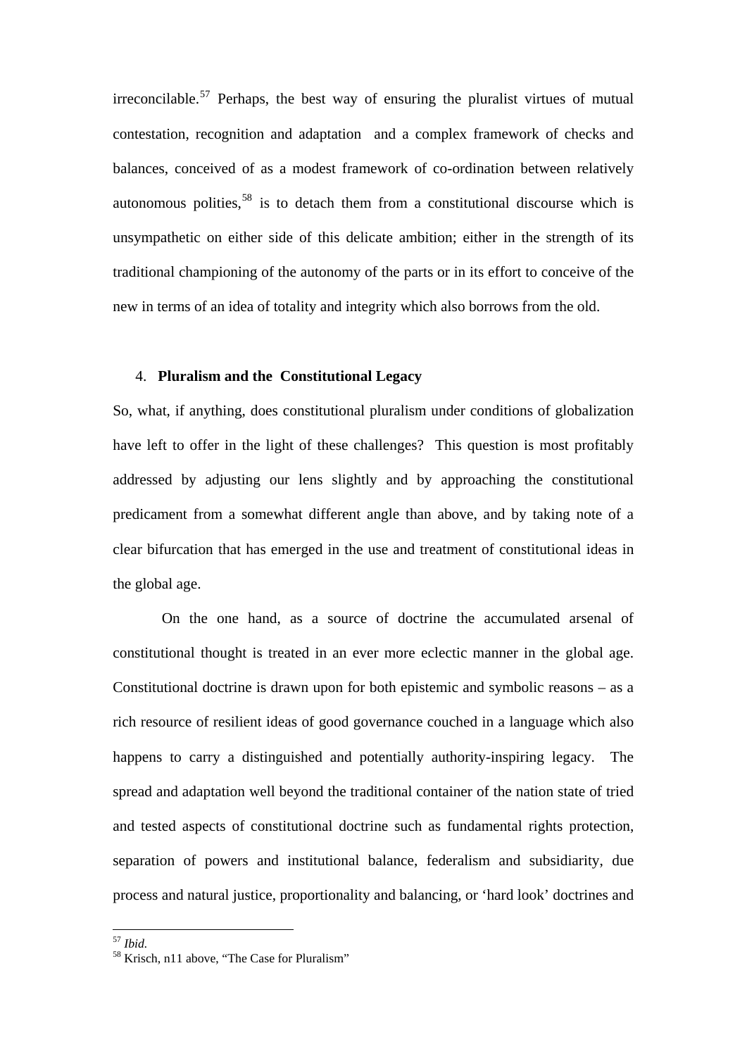irreconcilable.[57] Perhaps, the best way of ensuring the pluralist virtues of mutual contestation, recognition and adaptation and a complex framework of checks and balances, conceived of as a modest framework of co-ordination between relatively autonomous polities,[58] is to detach them from a constitutional discourse which is unsympathetic on either side of this delicate ambition; either in the strength of its traditional championing of the autonomy of the parts or in its effort to conceive of the new in terms of an idea of totality and integrity which also borrows from the old.

## 4. **Pluralism and the Constitutional Legacy**

So, what, if anything, does constitutional pluralism under conditions of globalization have left to offer in the light of these challenges? This question is most profitably addressed by adjusting our lens slightly and by approaching the constitutional predicament from a somewhat different angle than above, and by taking note of a clear bifurcation that has emerged in the use and treatment of constitutional ideas in the global age.

On the one hand, as a source of doctrine the accumulated arsenal of constitutional thought is treated in an ever more eclectic manner in the global age. Constitutional doctrine is drawn upon for both epistemic and symbolic reasons – as a rich resource of resilient ideas of good governance couched in a language which also happens to carry a distinguished and potentially authority-inspiring legacy. The spread and adaptation well beyond the traditional container of the nation state of tried and tested aspects of constitutional doctrine such as fundamental rights protection, separation of powers and institutional balance, federalism and subsidiarity, due process and natural justice, proportionality and balancing, or 'hard look' doctrines and

---

[57] *Ibid.*

[58] Krisch, n11 above, "The Case for Pluralism"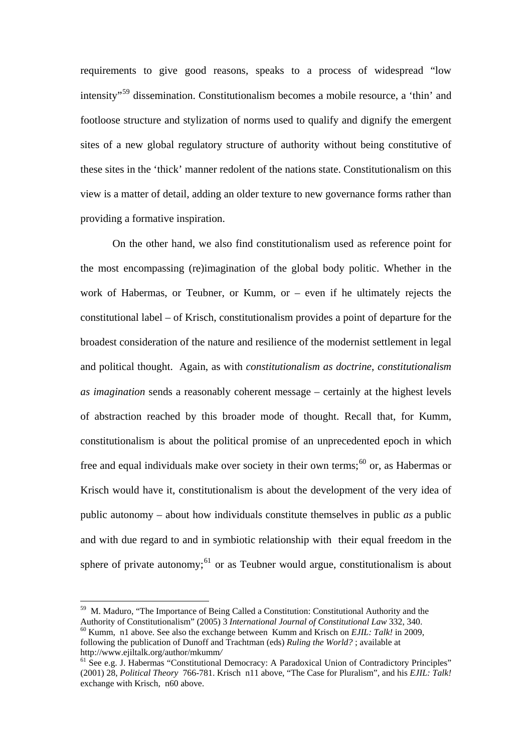requirements to give good reasons, speaks to a process of widespread "low intensity"[59] dissemination. Constitutionalism becomes a mobile resource, a 'thin' and footloose structure and stylization of norms used to qualify and dignify the emergent sites of a new global regulatory structure of authority without being constitutive of these sites in the 'thick' manner redolent of the nations state. Constitutionalism on this view is a matter of detail, adding an older texture to new governance forms rather than providing a formative inspiration.

On the other hand, we also find constitutionalism used as reference point for the most encompassing (re)imagination of the global body politic. Whether in the work of Habermas, or Teubner, or Kumm, or – even if he ultimately rejects the constitutional label – of Krisch, constitutionalism provides a point of departure for the broadest consideration of the nature and resilience of the modernist settlement in legal and political thought. Again, as with *constitutionalism as doctrine*, *constitutionalism as imagination* sends a reasonably coherent message – certainly at the highest levels of abstraction reached by this broader mode of thought. Recall that, for Kumm, constitutionalism is about the political promise of an unprecedented epoch in which free and equal individuals make over society in their own terms;[60] or, as Habermas or Krisch would have it, constitutionalism is about the development of the very idea of public autonomy – about how individuals constitute themselves in public *as* a public and with due regard to and in symbiotic relationship with their equal freedom in the sphere of private autonomy;[61] or as Teubner would argue, constitutionalism is about

---

[59] M. Maduro, "The Importance of Being Called a Constitution: Constitutional Authority and the Authority of Constitutionalism" (2005) 3 *International Journal of Constitutional Law* 332, 340.

[60] Kumm, n1 above. See also the exchange between Kumm and Krisch on *EJIL: Talk!* in 2009, following the publication of Dunoff and Trachtman (eds) *Ruling the World?* ; available at http://www.ejiltalk.org/author/mkumm/

[61] See e.g. J. Habermas "Constitutional Democracy: A Paradoxical Union of Contradictory Principles" (2001) 28, *Political Theory* 766-781. Krisch n11 above, "The Case for Pluralism", and his *EJIL: Talk!* exchange with Krisch, n60 above.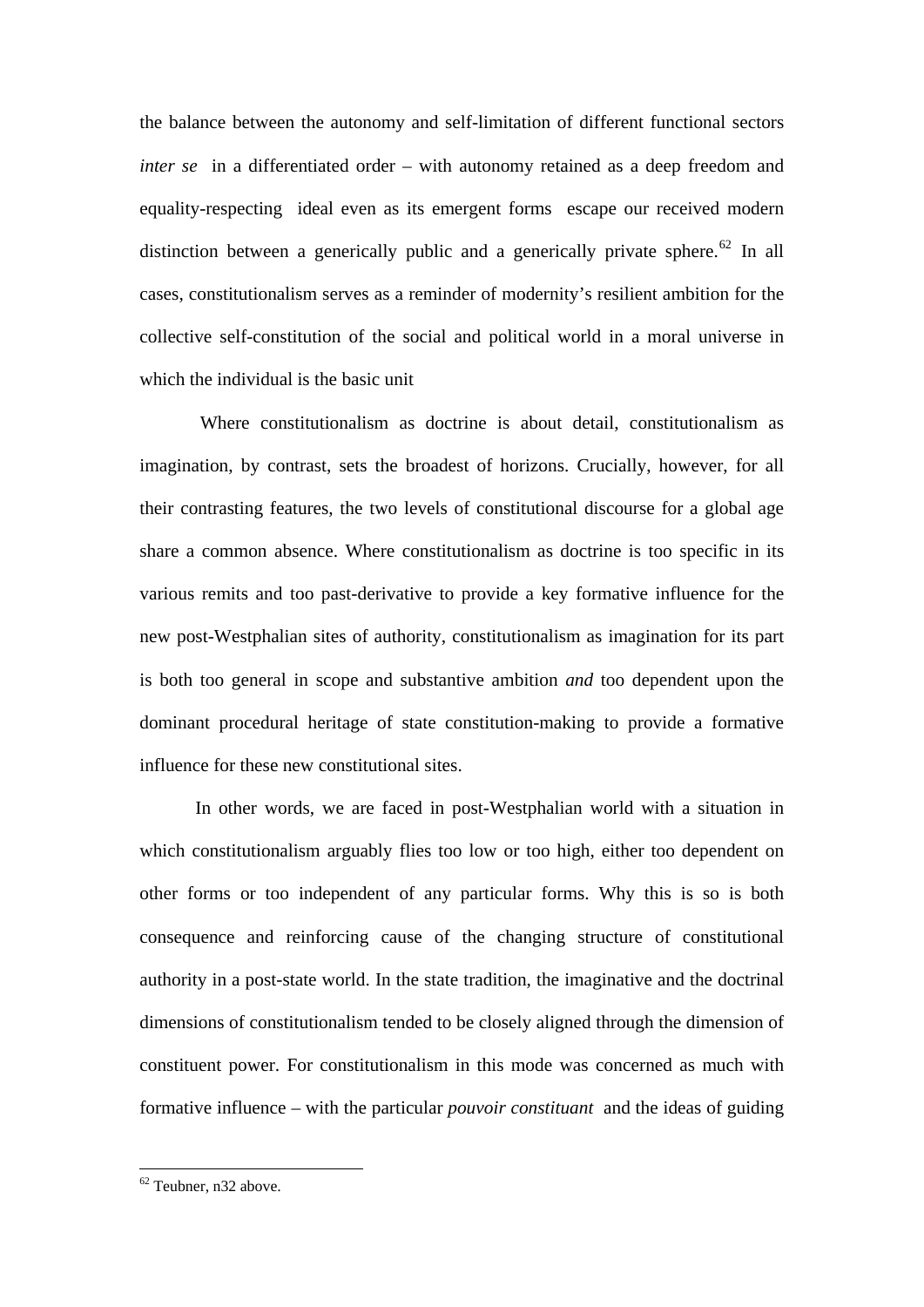the balance between the autonomy and self-limitation of different functional sectors *inter se* in a differentiated order – with autonomy retained as a deep freedom and equality-respecting ideal even as its emergent forms escape our received modern distinction between a generically public and a generically private sphere.[62] In all cases, constitutionalism serves as a reminder of modernity's resilient ambition for the collective self-constitution of the social and political world in a moral universe in which the individual is the basic unit

Where constitutionalism as doctrine is about detail, constitutionalism as imagination, by contrast, sets the broadest of horizons. Crucially, however, for all their contrasting features, the two levels of constitutional discourse for a global age share a common absence. Where constitutionalism as doctrine is too specific in its various remits and too past-derivative to provide a key formative influence for the new post-Westphalian sites of authority, constitutionalism as imagination for its part is both too general in scope and substantive ambition *and* too dependent upon the dominant procedural heritage of state constitution-making to provide a formative influence for these new constitutional sites.

In other words, we are faced in post-Westphalian world with a situation in which constitutionalism arguably flies too low or too high, either too dependent on other forms or too independent of any particular forms. Why this is so is both consequence and reinforcing cause of the changing structure of constitutional authority in a post-state world. In the state tradition, the imaginative and the doctrinal dimensions of constitutionalism tended to be closely aligned through the dimension of constituent power. For constitutionalism in this mode was concerned as much with formative influence – with the particular *pouvoir constituant* and the ideas of guiding

[62] Teubner, n32 above.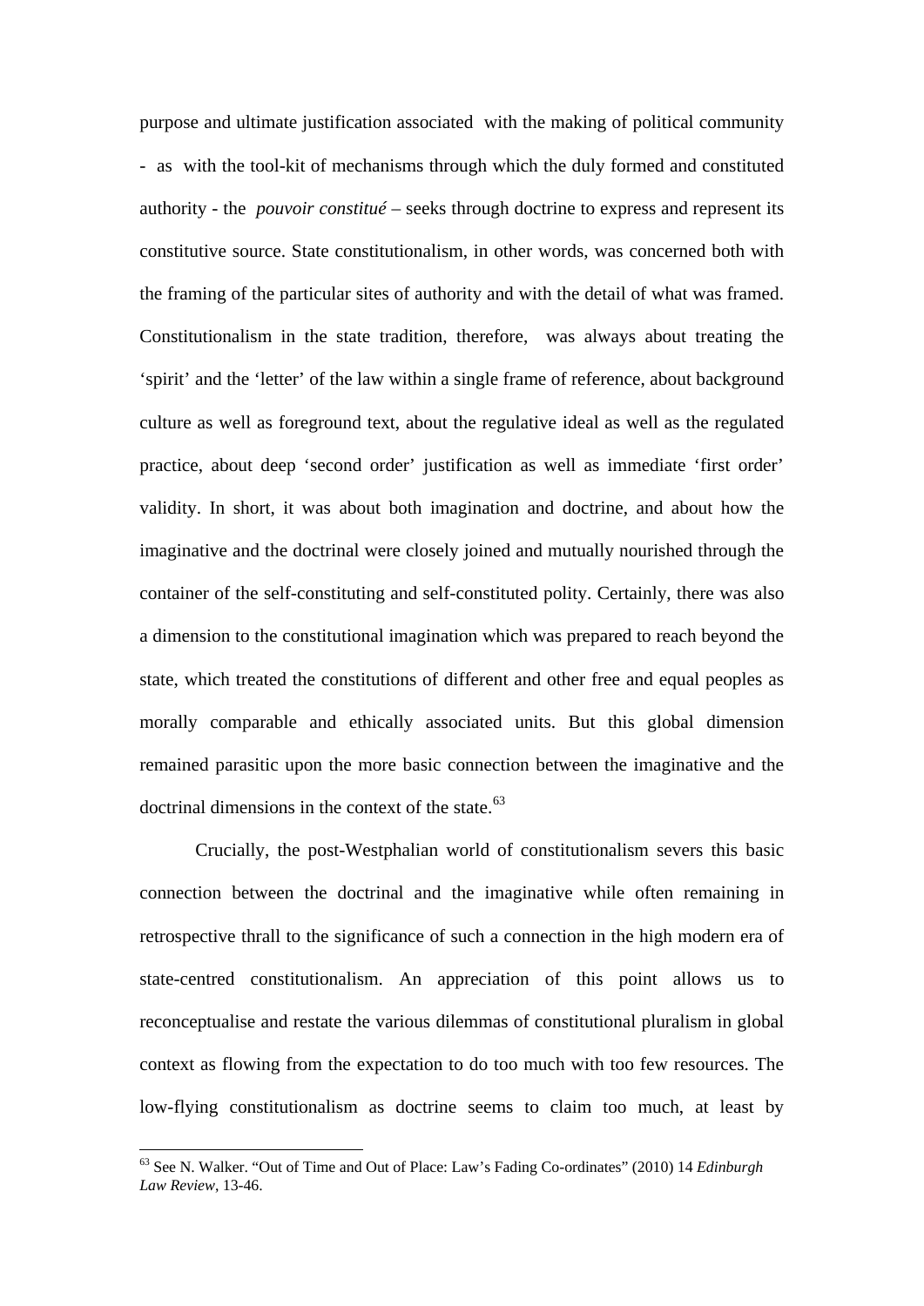purpose and ultimate justification associated with the making of political community - as with the tool-kit of mechanisms through which the duly formed and constituted authority - the *pouvoir constitué* – seeks through doctrine to express and represent its constitutive source. State constitutionalism, in other words, was concerned both with the framing of the particular sites of authority and with the detail of what was framed. Constitutionalism in the state tradition, therefore, was always about treating the 'spirit' and the 'letter' of the law within a single frame of reference, about background culture as well as foreground text, about the regulative ideal as well as the regulated practice, about deep 'second order' justification as well as immediate 'first order' validity. In short, it was about both imagination and doctrine, and about how the imaginative and the doctrinal were closely joined and mutually nourished through the container of the self-constituting and self-constituted polity. Certainly, there was also a dimension to the constitutional imagination which was prepared to reach beyond the state, which treated the constitutions of different and other free and equal peoples as morally comparable and ethically associated units. But this global dimension remained parasitic upon the more basic connection between the imaginative and the doctrinal dimensions in the context of the state.[63]

Crucially, the post-Westphalian world of constitutionalism severs this basic connection between the doctrinal and the imaginative while often remaining in retrospective thrall to the significance of such a connection in the high modern era of state-centred constitutionalism. An appreciation of this point allows us to reconceptualise and restate the various dilemmas of constitutional pluralism in global context as flowing from the expectation to do too much with too few resources. The low-flying constitutionalism as doctrine seems to claim too much, at least by

[63] See N. Walker. "Out of Time and Out of Place: Law's Fading Co-ordinates" (2010) 14 *Edinburgh Law Review*, 13-46.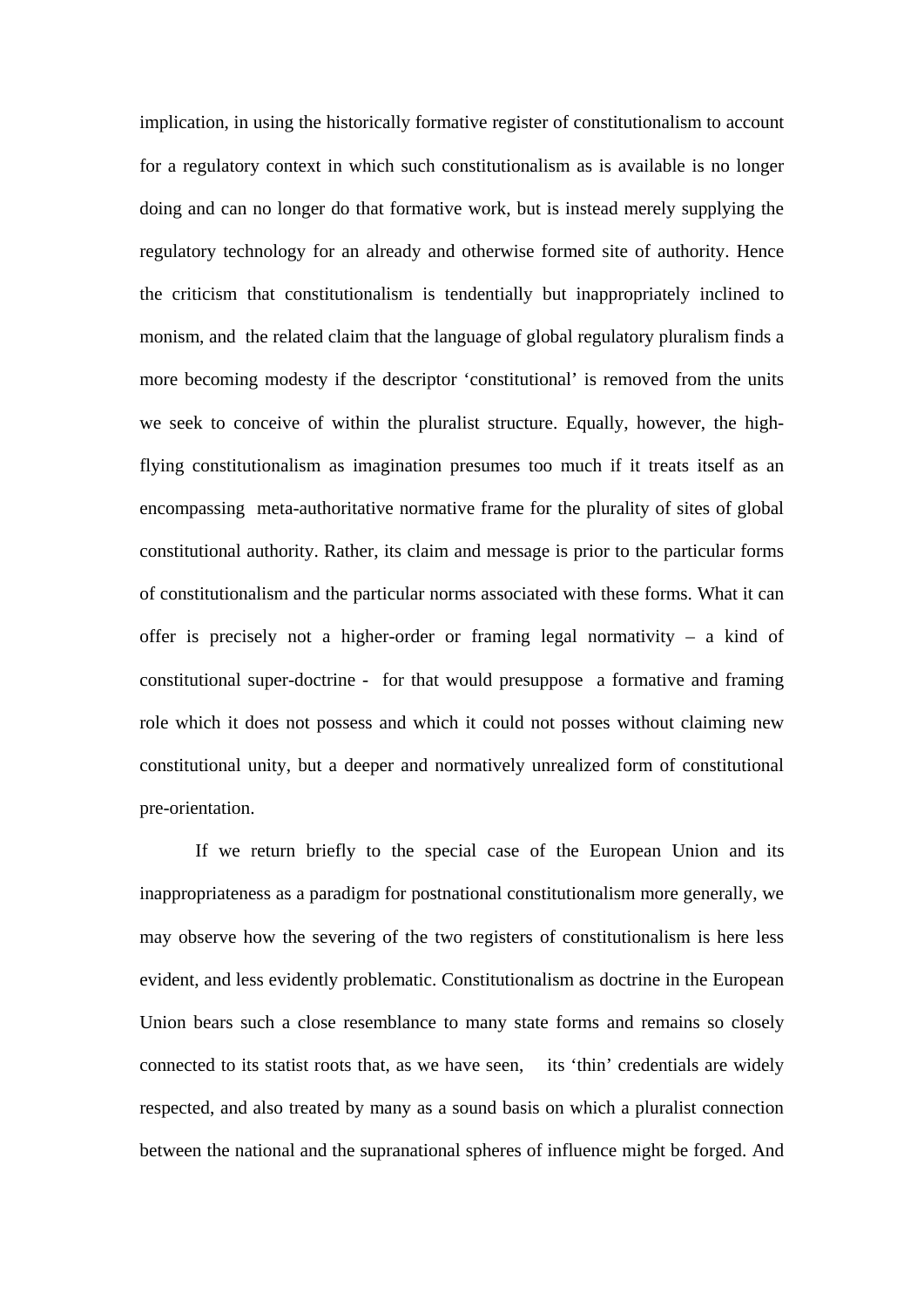implication, in using the historically formative register of constitutionalism to account for a regulatory context in which such constitutionalism as is available is no longer doing and can no longer do that formative work, but is instead merely supplying the regulatory technology for an already and otherwise formed site of authority. Hence the criticism that constitutionalism is tendentially but inappropriately inclined to monism, and the related claim that the language of global regulatory pluralism finds a more becoming modesty if the descriptor 'constitutional' is removed from the units we seek to conceive of within the pluralist structure. Equally, however, the high-flying constitutionalism as imagination presumes too much if it treats itself as an encompassing meta-authoritative normative frame for the plurality of sites of global constitutional authority. Rather, its claim and message is prior to the particular forms of constitutionalism and the particular norms associated with these forms. What it can offer is precisely not a higher-order or framing legal normativity – a kind of constitutional super-doctrine - for that would presuppose a formative and framing role which it does not possess and which it could not posses without claiming new constitutional unity, but a deeper and normatively unrealized form of constitutional pre-orientation.

If we return briefly to the special case of the European Union and its inappropriateness as a paradigm for postnational constitutionalism more generally, we may observe how the severing of the two registers of constitutionalism is here less evident, and less evidently problematic. Constitutionalism as doctrine in the European Union bears such a close resemblance to many state forms and remains so closely connected to its statist roots that, as we have seen, its 'thin' credentials are widely respected, and also treated by many as a sound basis on which a pluralist connection between the national and the supranational spheres of influence might be forged. And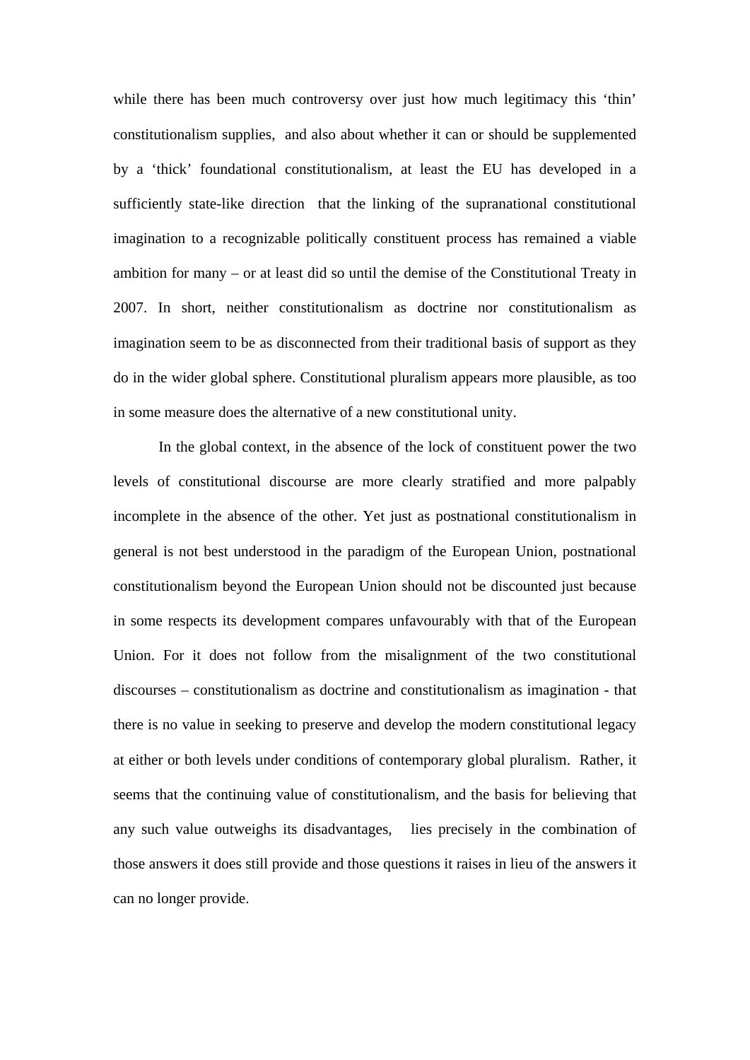while there has been much controversy over just how much legitimacy this 'thin' constitutionalism supplies, and also about whether it can or should be supplemented by a 'thick' foundational constitutionalism, at least the EU has developed in a sufficiently state-like direction that the linking of the supranational constitutional imagination to a recognizable politically constituent process has remained a viable ambition for many – or at least did so until the demise of the Constitutional Treaty in 2007. In short, neither constitutionalism as doctrine nor constitutionalism as imagination seem to be as disconnected from their traditional basis of support as they do in the wider global sphere. Constitutional pluralism appears more plausible, as too in some measure does the alternative of a new constitutional unity.

In the global context, in the absence of the lock of constituent power the two levels of constitutional discourse are more clearly stratified and more palpably incomplete in the absence of the other. Yet just as postnational constitutionalism in general is not best understood in the paradigm of the European Union, postnational constitutionalism beyond the European Union should not be discounted just because in some respects its development compares unfavourably with that of the European Union. For it does not follow from the misalignment of the two constitutional discourses – constitutionalism as doctrine and constitutionalism as imagination - that there is no value in seeking to preserve and develop the modern constitutional legacy at either or both levels under conditions of contemporary global pluralism. Rather, it seems that the continuing value of constitutionalism, and the basis for believing that any such value outweighs its disadvantages, lies precisely in the combination of those answers it does still provide and those questions it raises in lieu of the answers it can no longer provide.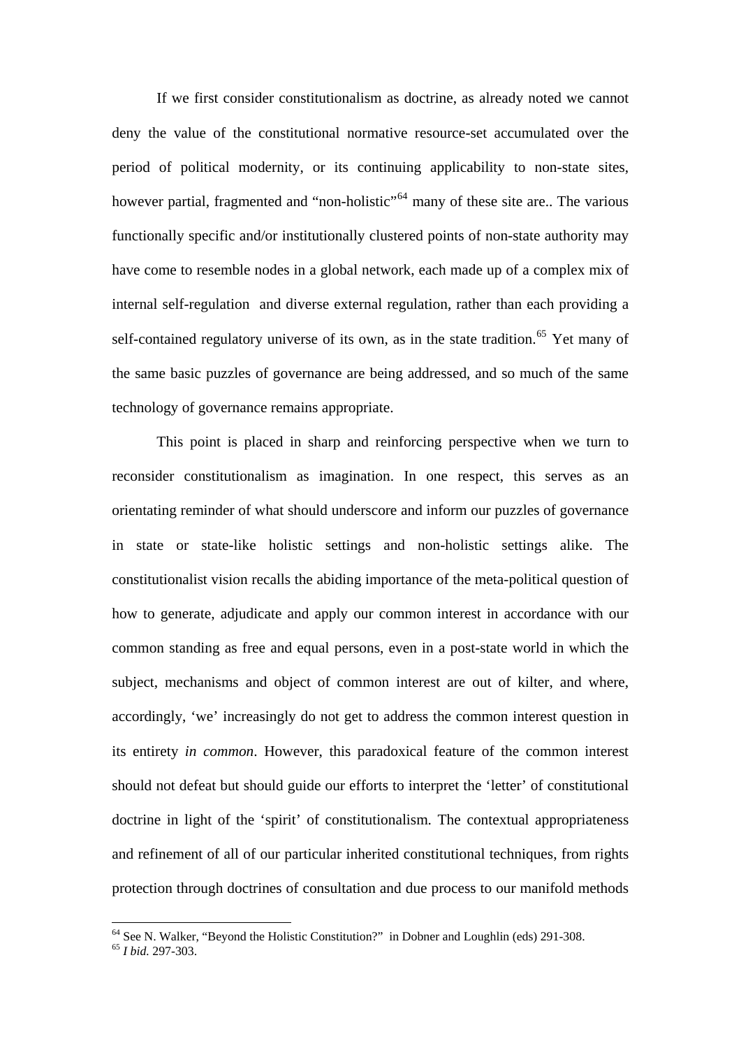If we first consider constitutionalism as doctrine, as already noted we cannot deny the value of the constitutional normative resource-set accumulated over the period of political modernity, or its continuing applicability to non-state sites, however partial, fragmented and "non-holistic"[64] many of these site are.. The various functionally specific and/or institutionally clustered points of non-state authority may have come to resemble nodes in a global network, each made up of a complex mix of internal self-regulation and diverse external regulation, rather than each providing a self-contained regulatory universe of its own, as in the state tradition.[65] Yet many of the same basic puzzles of governance are being addressed, and so much of the same technology of governance remains appropriate.

This point is placed in sharp and reinforcing perspective when we turn to reconsider constitutionalism as imagination. In one respect, this serves as an orientating reminder of what should underscore and inform our puzzles of governance in state or state-like holistic settings and non-holistic settings alike. The constitutionalist vision recalls the abiding importance of the meta-political question of how to generate, adjudicate and apply our common interest in accordance with our common standing as free and equal persons, even in a post-state world in which the subject, mechanisms and object of common interest are out of kilter, and where, accordingly, 'we' increasingly do not get to address the common interest question in its entirety *in common*. However, this paradoxical feature of the common interest should not defeat but should guide our efforts to interpret the 'letter' of constitutional doctrine in light of the 'spirit' of constitutionalism. The contextual appropriateness and refinement of all of our particular inherited constitutional techniques, from rights protection through doctrines of consultation and due process to our manifold methods

---

[64] See N. Walker, "Beyond the Holistic Constitution?" in Dobner and Loughlin (eds) 291-308.

[65] *I bid.* 297-303.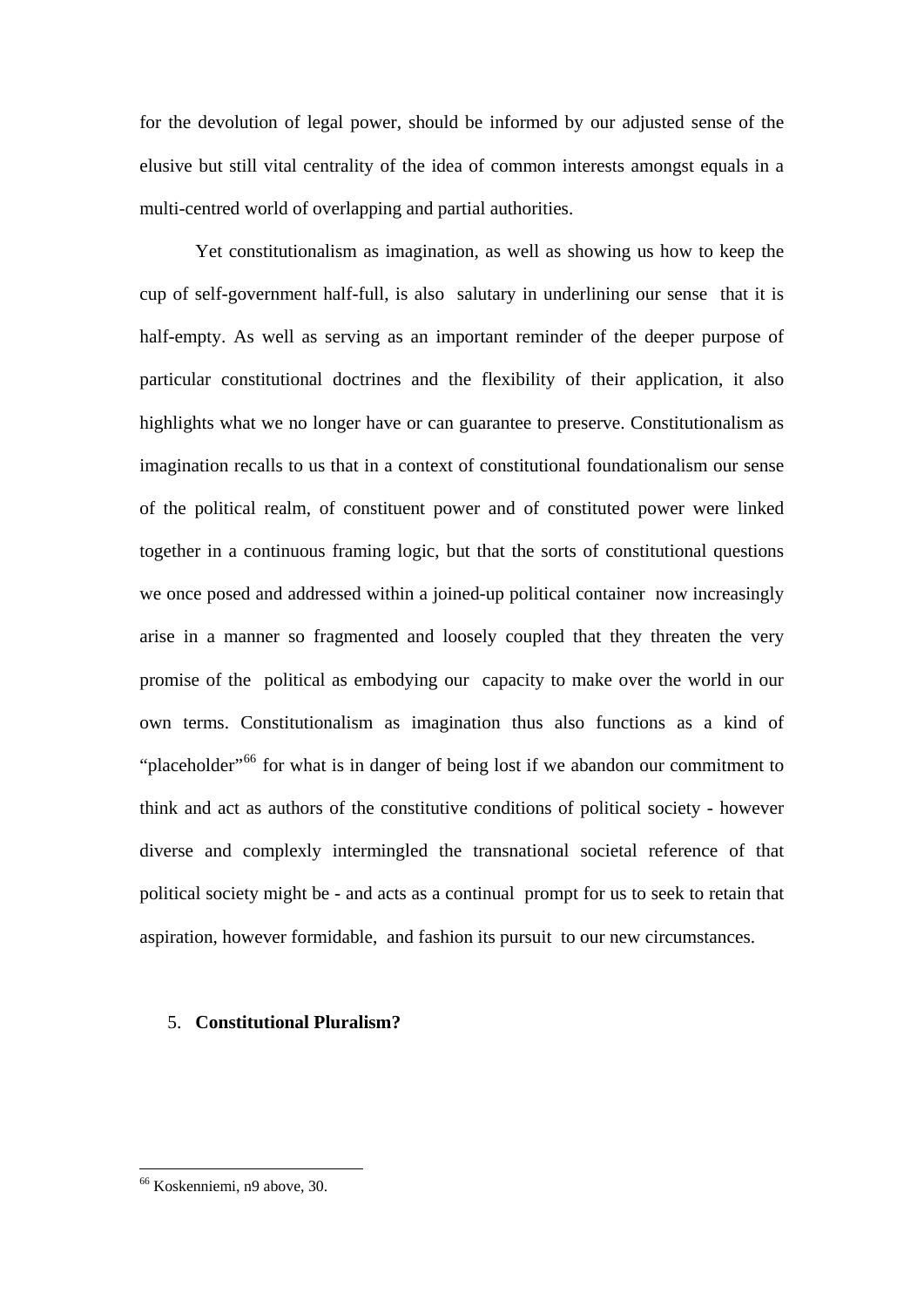for the devolution of legal power, should be informed by our adjusted sense of the elusive but still vital centrality of the idea of common interests amongst equals in a multi-centred world of overlapping and partial authorities.

Yet constitutionalism as imagination, as well as showing us how to keep the cup of self-government half-full, is also salutary in underlining our sense that it is half-empty. As well as serving as an important reminder of the deeper purpose of particular constitutional doctrines and the flexibility of their application, it also highlights what we no longer have or can guarantee to preserve. Constitutionalism as imagination recalls to us that in a context of constitutional foundationalism our sense of the political realm, of constituent power and of constituted power were linked together in a continuous framing logic, but that the sorts of constitutional questions we once posed and addressed within a joined-up political container now increasingly arise in a manner so fragmented and loosely coupled that they threaten the very promise of the political as embodying our capacity to make over the world in our own terms. Constitutionalism as imagination thus also functions as a kind of "placeholder"[66] for what is in danger of being lost if we abandon our commitment to think and act as authors of the constitutive conditions of political society - however diverse and complexly intermingled the transnational societal reference of that political society might be - and acts as a continual prompt for us to seek to retain that aspiration, however formidable, and fashion its pursuit to our new circumstances.

## 5. **Constitutional Pluralism?**

[66] Koskenniemi, n9 above, 30.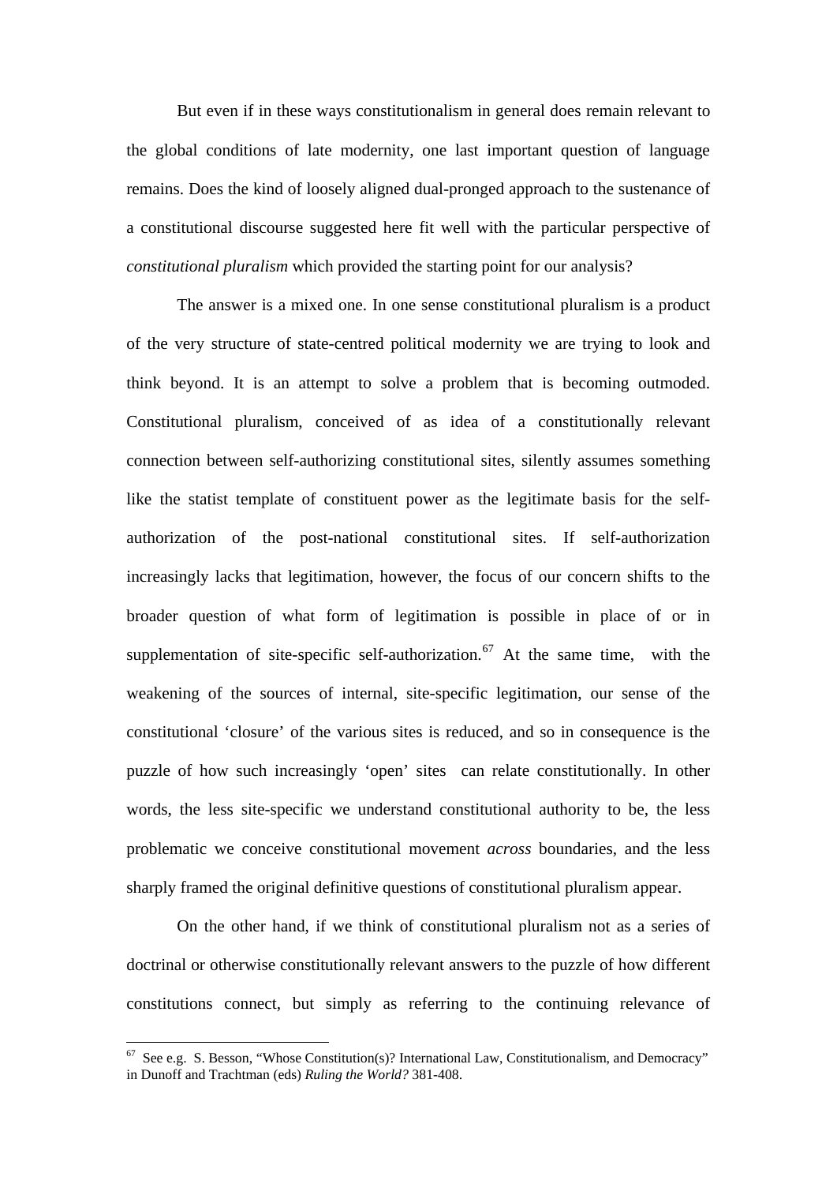But even if in these ways constitutionalism in general does remain relevant to the global conditions of late modernity, one last important question of language remains. Does the kind of loosely aligned dual-pronged approach to the sustenance of a constitutional discourse suggested here fit well with the particular perspective of *constitutional pluralism* which provided the starting point for our analysis?

The answer is a mixed one. In one sense constitutional pluralism is a product of the very structure of state-centred political modernity we are trying to look and think beyond. It is an attempt to solve a problem that is becoming outmoded. Constitutional pluralism, conceived of as idea of a constitutionally relevant connection between self-authorizing constitutional sites, silently assumes something like the statist template of constituent power as the legitimate basis for the self-authorization of the post-national constitutional sites. If self-authorization increasingly lacks that legitimation, however, the focus of our concern shifts to the broader question of what form of legitimation is possible in place of or in supplementation of site-specific self-authorization.[67] At the same time, with the weakening of the sources of internal, site-specific legitimation, our sense of the constitutional 'closure' of the various sites is reduced, and so in consequence is the puzzle of how such increasingly 'open' sites can relate constitutionally. In other words, the less site-specific we understand constitutional authority to be, the less problematic we conceive constitutional movement *across* boundaries, and the less sharply framed the original definitive questions of constitutional pluralism appear.

On the other hand, if we think of constitutional pluralism not as a series of doctrinal or otherwise constitutionally relevant answers to the puzzle of how different constitutions connect, but simply as referring to the continuing relevance of

[67] See e.g. S. Besson, "Whose Constitution(s)? International Law, Constitutionalism, and Democracy" in Dunoff and Trachtman (eds) *Ruling the World?* 381-408.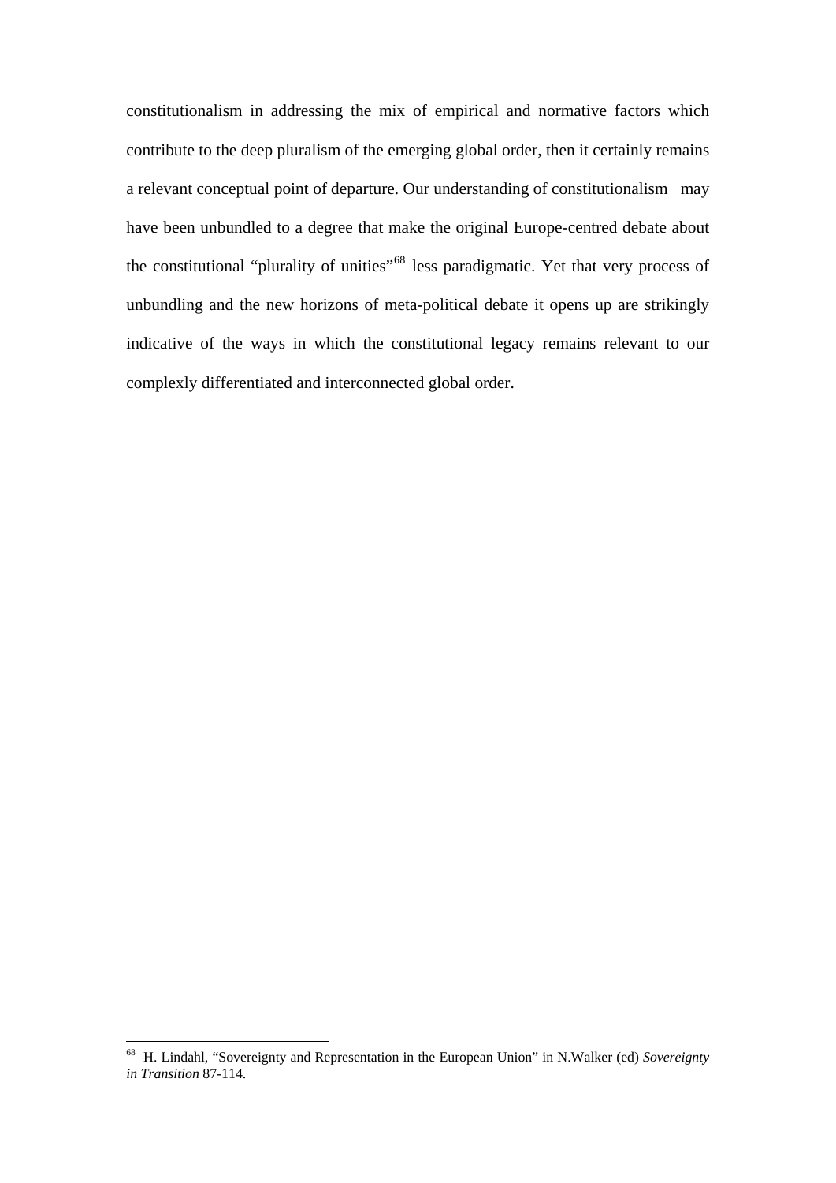constitutionalism in addressing the mix of empirical and normative factors which contribute to the deep pluralism of the emerging global order, then it certainly remains a relevant conceptual point of departure. Our understanding of constitutionalism may have been unbundled to a degree that make the original Europe-centred debate about the constitutional "plurality of unities"[68] less paradigmatic. Yet that very process of unbundling and the new horizons of meta-political debate it opens up are strikingly indicative of the ways in which the constitutional legacy remains relevant to our complexly differentiated and interconnected global order.

---

[68] H. Lindahl, "Sovereignty and Representation in the European Union" in N.Walker (ed) *Sovereignty in Transition* 87-114.